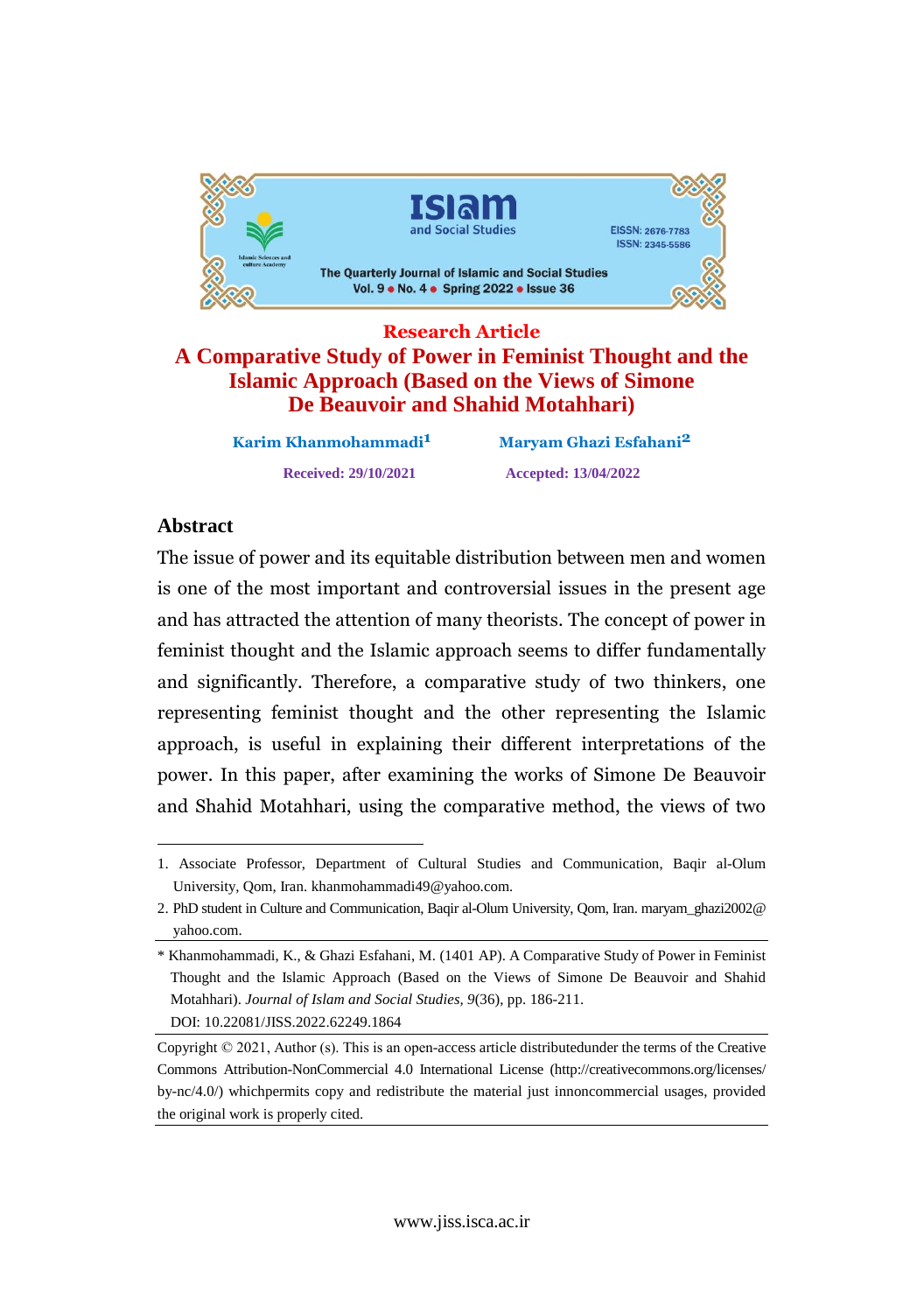Research Article

# A Comparative Study of Power in Feminist Thought and the Islamic Approach (Based on the Views of Simone De Beauvoir and Shahid Motahhari)

**Karim Khanmohammadi**[1] **Maryam Ghazi Esfahani**[2]

**Received: 29/10/2021** **Accepted: 13/04/2022**

## Abstract

The issue of power and its equitable distribution between men and women is one of the most important and controversial issues in the present age and has attracted the attention of many theorists. The concept of power in feminist thought and the Islamic approach seems to differ fundamentally and significantly. Therefore, a comparative study of two thinkers, one representing feminist thought and the other representing the Islamic approach, is useful in explaining their different interpretations of the power. In this paper, after examining the works of Simone De Beauvoir and Shahid Motahhari, using the comparative method, the views of two

---

1. Associate Professor, Department of Cultural Studies and Communication, Baqir al-Olum University, Qom, Iran. khanmohammadi49@yahoo.com.
2. PhD student in Culture and Communication, Baqir al-Olum University, Qom, Iran. maryam_ghazi2002@yahoo.com.

\* Khanmohammadi, K., & Ghazi Esfahani, M. (1401 AP). A Comparative Study of Power in Feminist Thought and the Islamic Approach (Based on the Views of Simone De Beauvoir and Shahid Motahhari). *Journal of Islam and Social Studies*, *9*(36), pp. 186-211.
DOI: 10.22081/JISS.2022.62249.1864

Copyright © 2021, Author (s). This is an open-access article distributedunder the terms of the Creative Commons Attribution-NonCommercial 4.0 International License (http://creativecommons.org/licenses/by-nc/4.0/) whichpermits copy and redistribute the material just innoncommercial usages, provided the original work is properly cited.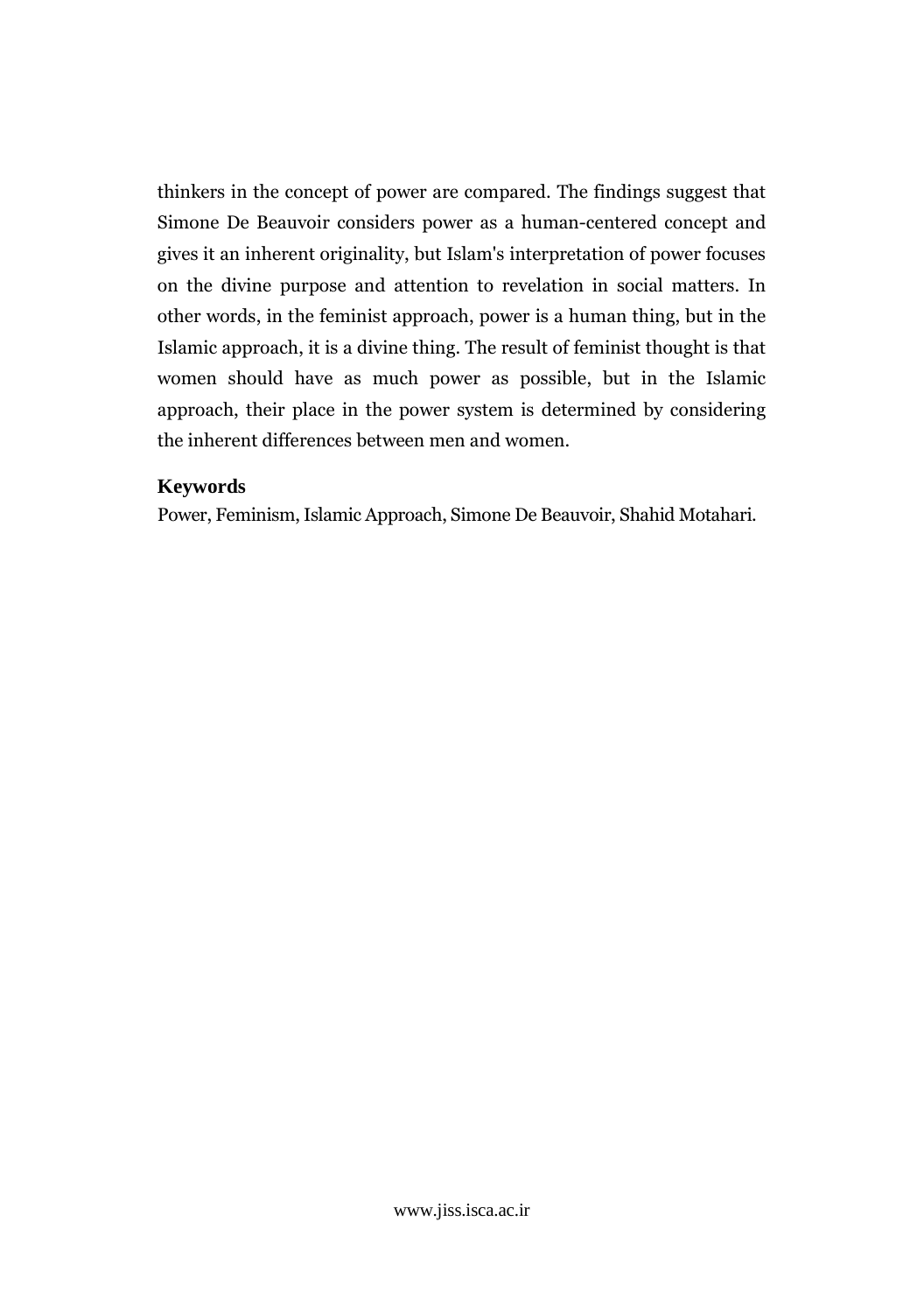thinkers in the concept of power are compared. The findings suggest that Simone De Beauvoir considers power as a human-centered concept and gives it an inherent originality, but Islam's interpretation of power focuses on the divine purpose and attention to revelation in social matters. In other words, in the feminist approach, power is a human thing, but in the Islamic approach, it is a divine thing. The result of feminist thought is that women should have as much power as possible, but in the Islamic approach, their place in the power system is determined by considering the inherent differences between men and women.

### Keywords

Power, Feminism, Islamic Approach, Simone De Beauvoir, Shahid Motahari.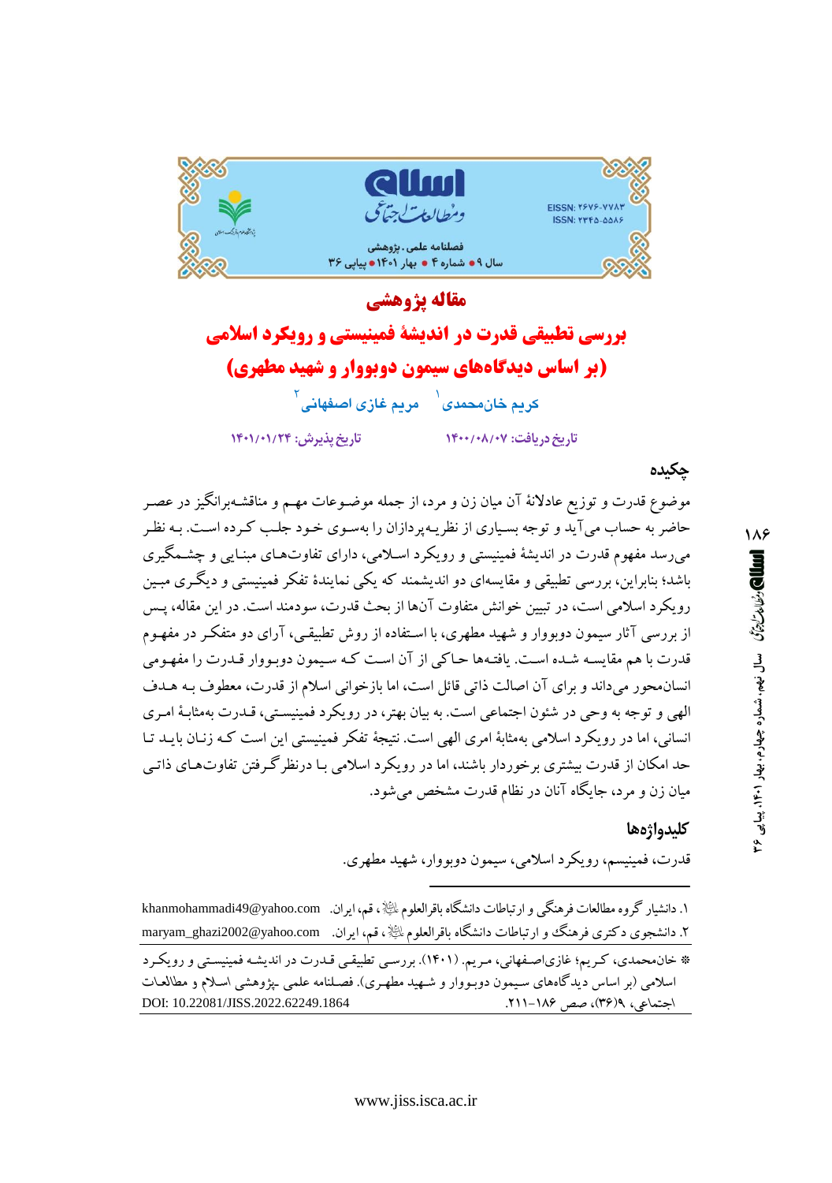## مقاله پژوهشی

# بررسی تطبیقی قدرت در اندیشهٔ فمینیستی و رویکرد اسلامی (بر اساس دیدگاه‌های سیمون دوبووار و شهید مطهری)

کریم خان‌محمدی[1] مریم غازی اصفهانی[2]

تاریخ دریافت: ۱۴۰۰/۰۸/۰۷ تاریخ پذیرش: ۱۴۰۱/۰۱/۲۴

## چکیده

موضوع قدرت و توزیع عادلانهٔ آن میان زن و مرد، از جمله موضوعات مهم و مناقشه‌برانگیز در عصر حاضر به حساب می‌آید و توجه بسیاری از نظریه‌پردازان را به‌سوی خود جلب کرده است. به نظر می‌رسد مفهوم قدرت در اندیشهٔ فمینیستی و رویکرد اسلامی، دارای تفاوت‌های مبنایی و چشمگیری باشد؛ بنابراین، بررسی تطبیقی و مقایسه‌ای دو اندیشمند که یکی نمایندهٔ تفکر فمینیستی و دیگری مبین رویکرد اسلامی است، در تبیین خوانش متفاوت آنها از بحث قدرت، سودمند است. در این مقاله، پس از بررسی آثار سیمون دوبووار و شهید مطهری، با استفاده از روش تطبیقی، آرای دو متفکر در مفهوم قدرت با هم مقایسه شده است. یافته‌ها حاکی از آن است که سیمون دوبووار قدرت را مفهومی انسان‌محور می‌داند و برای آن اصالت ذاتی قائل است، اما بازخوانی اسلام از قدرت، معطوف به هدف الهی و توجه به وحی در شئون اجتماعی است. به بیان بهتر، در رویکرد فمینیستی، قدرت به‌مثابهٔ امری انسانی، اما در رویکرد اسلامی به‌مثابهٔ امری الهی است. نتیجهٔ تفکر فمینیستی این است که زنان باید تا حد امکان از قدرت بیشتری برخوردار باشند، اما در رویکرد اسلامی با درنظرگرفتن تفاوت‌های ذاتی میان زن و مرد، جایگاه آنان در نظام قدرت مشخص می‌شود.

## کلیدواژه‌ها

قدرت، فمینیسم، رویکرد اسلامی، سیمون دوبووار، شهید مطهری.

---

۱. دانشیار گروه مطالعات فرهنگی و ارتباطات دانشگاه باقرالعلوم ، قم، ایران. khanmohammadi49@yahoo.com

۲. دانشجوی دکتری فرهنگ و ارتباطات دانشگاه باقرالعلوم ، قم، ایران. maryam_ghazi2002@yahoo.com

* خان‌محمدی، کریم؛ غازی‌اصفهانی، مریم. (۱۴۰۱). بررسی تطبیقی قدرت در اندیشه فمینیستی و رویکرد اسلامی (بر اساس دیدگاه‌های سیمون دوبووار و شهید مطهری). فصلنامه علمی ـپژوهشی اسلام و مطالعات اجتماعی، ۹(۳۶)، صص ۱۸۶-۲۱۱. DOI: 10.22081/JISS.2022.62249.1864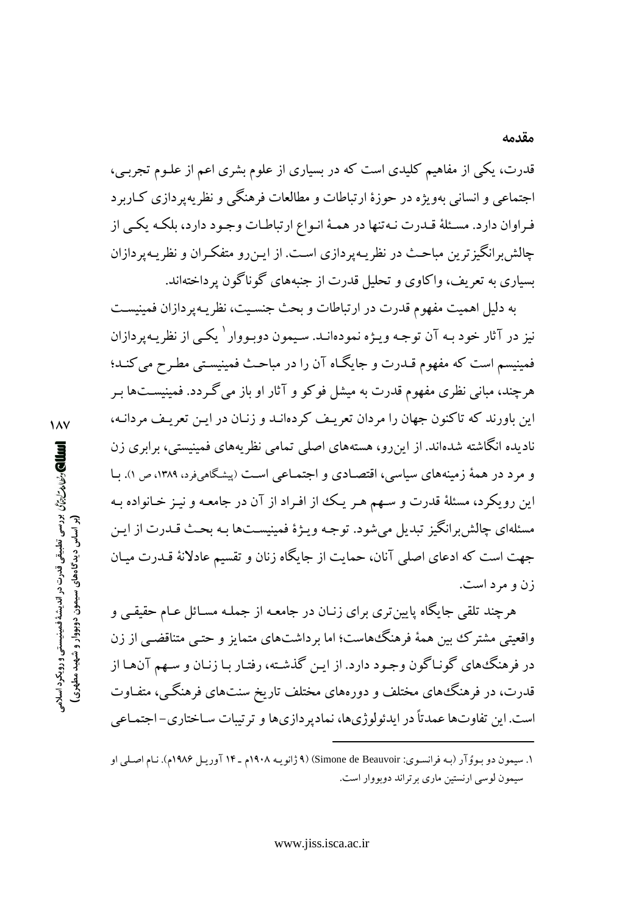## مقدمه

قدرت، یکی از مفاهیم کلیدی است که در بسیاری از علوم بشری اعم از علـوم تجربـی، اجتماعی و انسانی به‌ویژه در حوزهٔ ارتباطات و مطالعات فرهنگی و نظریه‌پردازی کـاربرد فـراوان دارد. مسـئلهٔ قـدرت نـه‌تنها در همـهٔ انـواع ارتباطـات وجـود دارد، بلکـه یکـی از چالش‌برانگیزترین مباحـث در نظریـه‌پردازی اسـت. از ایـن‌رو متفکـران و نظریـه‌پردازان بسیاری به تعریف، واکاوی و تحلیل قدرت از جنبه‌های گوناگون پرداخته‌اند.

به دلیل اهمیت مفهوم قدرت در ارتباطات و بحث جنسـیت، نظریـه‌پردازان فمینیسـت نیز در آثار خود بـه آن توجـه ویـژه نمودەانـد. سیمون دوبـووار[1] یکـی از نظریـه‌پردازان فمینیسم است که مفهوم قـدرت و جایگـاه آن را در مباحـث فمینیسـتی مطـرح می‌کنـد؛ هرچند، مبانی نظری مفهوم قدرت به میشل فوکو و آثار او باز می‌گـردد. فمینیسـت‌ها بـر این باورند که تاکنون جهان را مردان تعریـف کرده‌انـد و زنـان در ایـن تعریـف مردانـه، نادیده انگاشته شده‌اند. از این‌رو، هسته‌های اصلی تمامی نظریه‌های فمینیستی، برابری زن و مرد در همهٔ زمینه‌های سیاسی، اقتصـادی و اجتمـاعی اسـت (پیشگاهی‌فرد، ۱۳۸۹، ص ۱). بـا این رویکرد، مسئلهٔ قدرت و سـهم هـر یـک از افـراد از آن در جامعـه و نیـز خـانواده بـه مسئله‌ای چالش‌برانگیز تبدیل می‌شود. توجـه ویـژهٔ فمینیسـت‌ها بـه بحـث قـدرت از ایـن جهت است که ادعای اصلی آنان، حمایت از جایگاه زنان و تقسیم عادلانهٔ قـدرت میـان زن و مرد است.

هرچند تلقی جایگاه پایین‌تری برای زنـان در جامعـه از جملـه مسـائل عـام حقیقـی و واقعیتی مشترک بین همهٔ فرهنگ‌هاست؛ اما برداشت‌های متمایز و حتـی متناقضـی از زن در فرهنگ‌های گونـاگون وجـود دارد. از ایـن گذشـته، رفتـار بـا زنـان و سـهم آن‌هـا از قدرت، در فرهنگ‌های مختلف و دوره‌های مختلف تاریخ سنت‌های فرهنگـی، متفـاوت است. این تفاوت‌ها عمدتاً در ایدئولوژی‌ها، نمادپردازی‌ها و ترتیبات سـاختاری- اجتمـاعی

---

[1] سیمون دو بـووُآر (بـه فرانسـوی: Simone de Beauvoir) (۹ ژانویـه ۱۹۰۸م ـ ۱۴ آوریـل ۱۹۸۶م). نـام اصـلی او سیمون لوسی ارنستین ماری برتراند دوبووار است.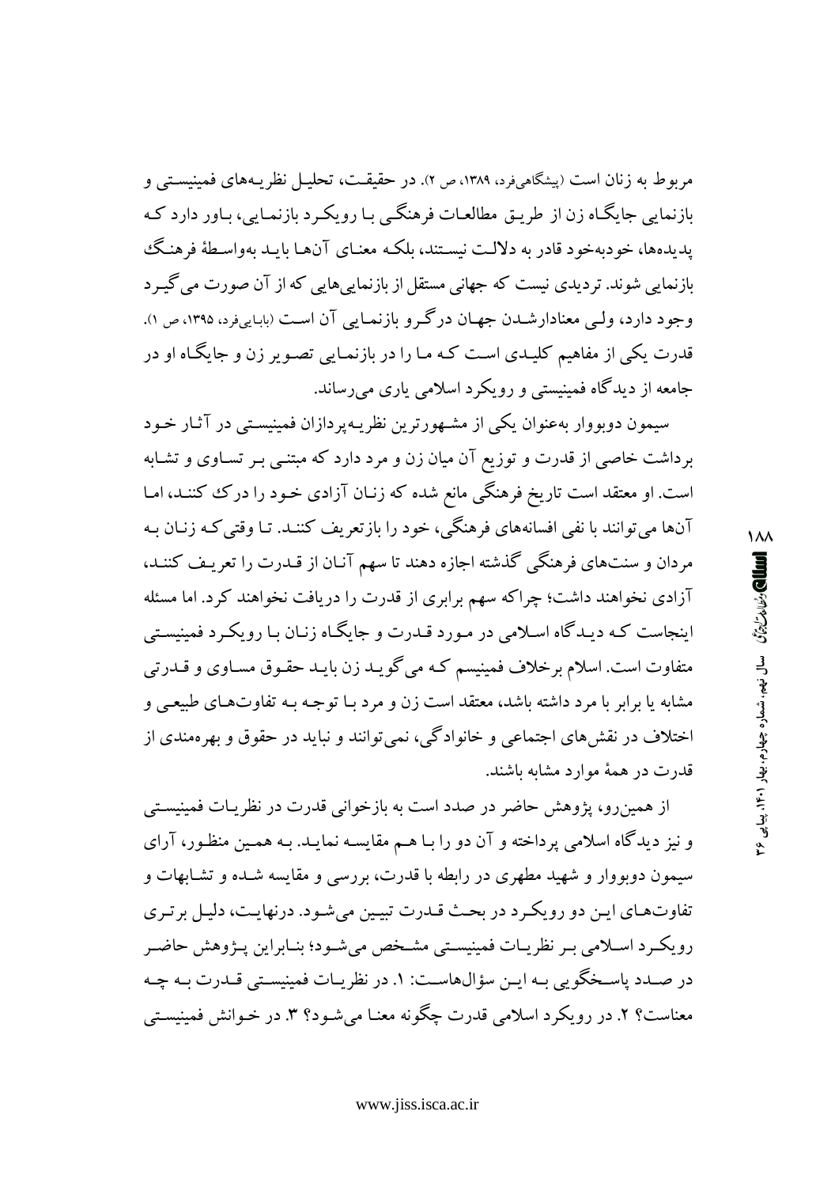مربوط به زنان است (پیشگاهی‌فرد، ۱۳۸۹، ص ۲). در حقیقت، تحلیل نظریه‌های فمینیستی و بازنمایی جایگاه زن از طریق مطالعات فرهنگی با رویکرد بازنمایی، باور دارد که پدیده‌ها، خودبه‌خود قادر به دلالت نیستند، بلکه معنای آن‌ها باید به‌واسطهٔ فرهنگ بازنمایی شوند. تردیدی نیست که جهانی مستقل از بازنمایی‌هایی که از آن صورت می‌گیرد وجود دارد، ولی معنادارشدن جهان درگرو بازنمایی آن است (بابایی‌فرد، ۱۳۹۵، ص ۱). قدرت یکی از مفاهیم کلیدی است که ما را در بازنمایی تصویر زن و جایگاه او در جامعه از دیدگاه فمینیستی و رویکرد اسلامی یاری می‌رساند.

سیمون دوبووار به‌عنوان یکی از مشهورترین نظریه‌پردازان فمینیستی در آثار خود برداشت خاصی از قدرت و توزیع آن میان زن و مرد دارد که مبتنی بر تساوی و تشابه است. او معتقد است تاریخ فرهنگی مانع شده که زنان آزادی خود را درک کنند، اما آن‌ها می‌توانند با نفی افسانه‌های فرهنگی، خود را بازتعریف کنند. تا وقتی‌که زنان به مردان و سنت‌های فرهنگی گذشته اجازه دهند تا سهم آنان از قدرت را تعریف کنند، آزادی نخواهند داشت؛ چراکه سهم برابری از قدرت را دریافت نخواهند کرد. اما مسئله اینجاست که دیدگاه اسلامی در مورد قدرت و جایگاه زنان با رویکرد فمینیستی متفاوت است. اسلام برخلاف فمینیسم که می‌گوید زن باید حقوق مساوی و قدرتی مشابه یا برابر با مرد داشته باشد، معتقد است زن و مرد با توجه به تفاوت‌های طبیعی و اختلاف در نقش‌های اجتماعی و خانوادگی، نمی‌توانند و نباید در حقوق و بهره‌مندی از قدرت در همهٔ موارد مشابه باشند.

از همین‌رو، پژوهش حاضر در صدد است به بازخوانی قدرت در نظریات فمینیستی و نیز دیدگاه اسلامی پرداخته و آن دو را با هم مقایسه نماید. به همین منظور، آرای سیمون دوبووار و شهید مطهری در رابطه با قدرت، بررسی و مقایسه شده و تشابهات و تفاوت‌های این دو رویکرد در بحث قدرت تبیین می‌شود. درنهایت، دلیل برتری رویکرد اسلامی بر نظریات فمینیستی مشخص می‌شود؛ بنابراین پژوهش حاضر در صدد پاسخگویی به این سؤال‌هاست: ۱. در نظریات فمینیستی قدرت به چه معناست؟ ۲. در رویکرد اسلامی قدرت چگونه معنا می‌شود؟ ۳. در خوانش فمینیستی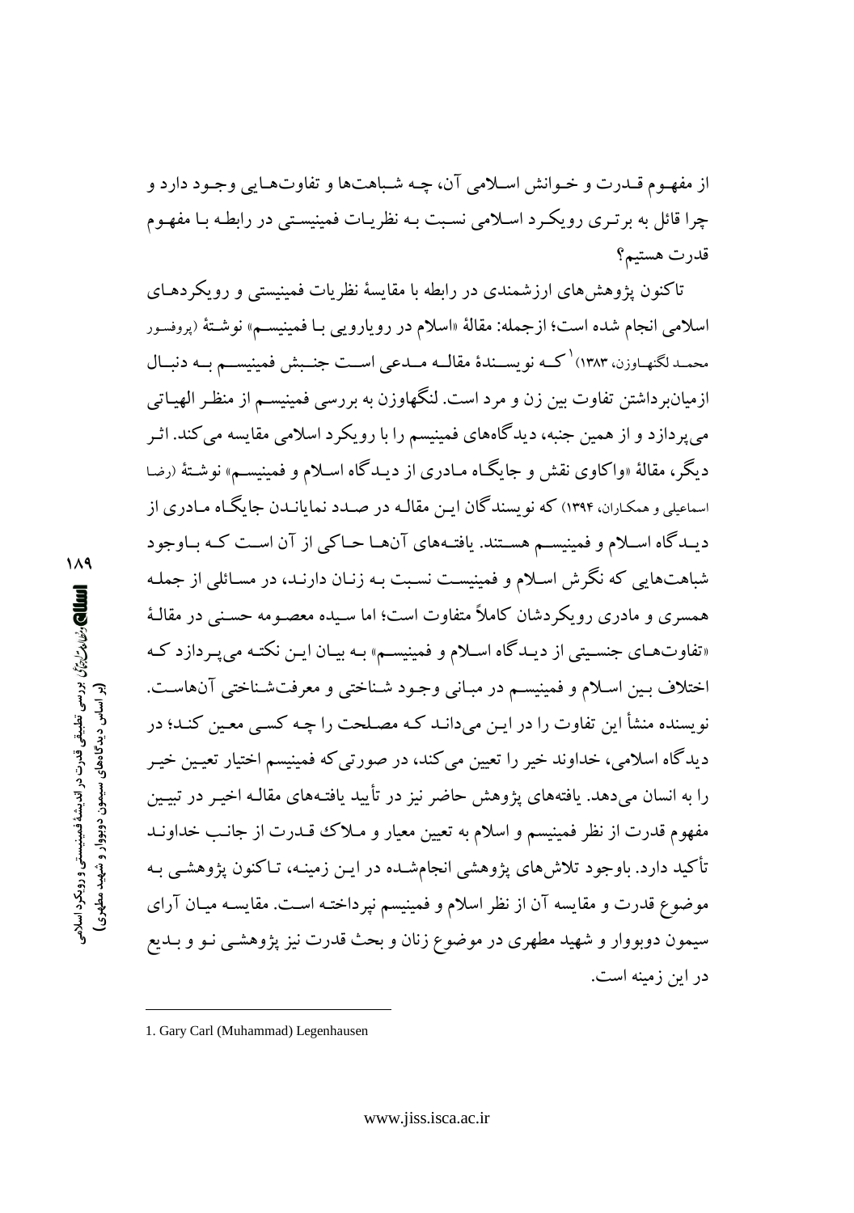از مفهوم قدرت و خوانش اسلامی آن، چه شباهت‌ها و تفاوت‌هایی وجود دارد و چرا قائل به برتری رویکرد اسلامی نسبت به نظریات فمینیستی در رابطه با مفهوم قدرت هستیم؟

تاکنون پژوهش‌های ارزشمندی در رابطه با مقایسهٔ نظریات فمینیستی و رویکردهای اسلامی انجام شده است؛ ازجمله: مقالهٔ «اسلام در رویارویی با فمینیسم» نوشتهٔ (پروفسور محمد لگنهاوزن، ۱۳۸۳)[1] که نویسندهٔ مقاله مدعی است جنبش فمینیسم به دنبال ازمیان‌برداشتن تفاوت بین زن و مرد است. لنگهاوزن به بررسی فمینیسم از منظر الهیاتی می‌پردازد و از همین جنبه، دیدگاه‌های فمینیسم را با رویکرد اسلامی مقایسه می‌کند. اثر دیگر، مقالهٔ «واکاوی نقش و جایگاه مادری از دیدگاه اسلام و فمینیسم» نوشتهٔ (رضا اسماعیلی و همکاران، ۱۳۹۴) که نویسندگان این مقاله در صدد نمایاندن جایگاه مادری از دیدگاه اسلام و فمینیسم هستند. یافته‌های آن‌ها حاکی از آن است که باوجود شباهت‌هایی که نگرش اسلام و فمینیست نسبت به زنان دارند، در مسائلی از جمله همسری و مادری رویکردشان کاملاً متفاوت است؛ اما سیده معصومه حسنی در مقالهٔ «تفاوت‌های جنسیتی از دیدگاه اسلام و فمینیسم» به بیان این نکته می‌پردازد که اختلاف بین اسلام و فمینیسم در مبانی وجود شناختی و معرفت‌شناختی آن‌هاست. نویسنده منشأ این تفاوت را در این می‌داند که مصلحت را چه کسی معین کند؛ در دیدگاه اسلامی، خداوند خیر را تعیین می‌کند، در صورتی‌که فمینیسم اختیار تعیین خیر را به انسان می‌دهد. یافته‌های پژوهش حاضر نیز در تأیید یافته‌های مقاله اخیر در تبیین مفهوم قدرت از نظر فمینیسم و اسلام به تعیین معیار و ملاک قدرت از جانب خداوند تأکید دارد. باوجود تلاش‌های پژوهشی انجام‌شده در این زمینه، تاکنون پژوهشی به موضوع قدرت و مقایسه آن از نظر اسلام و فمینیسم نپرداخته است. مقایسه میان آرای سیمون دوبووار و شهید مطهری در موضوع زنان و بحث قدرت نیز پژوهشی نو و بدیع در این زمینه است.

---

1. Gary Carl (Muhammad) Legenhausen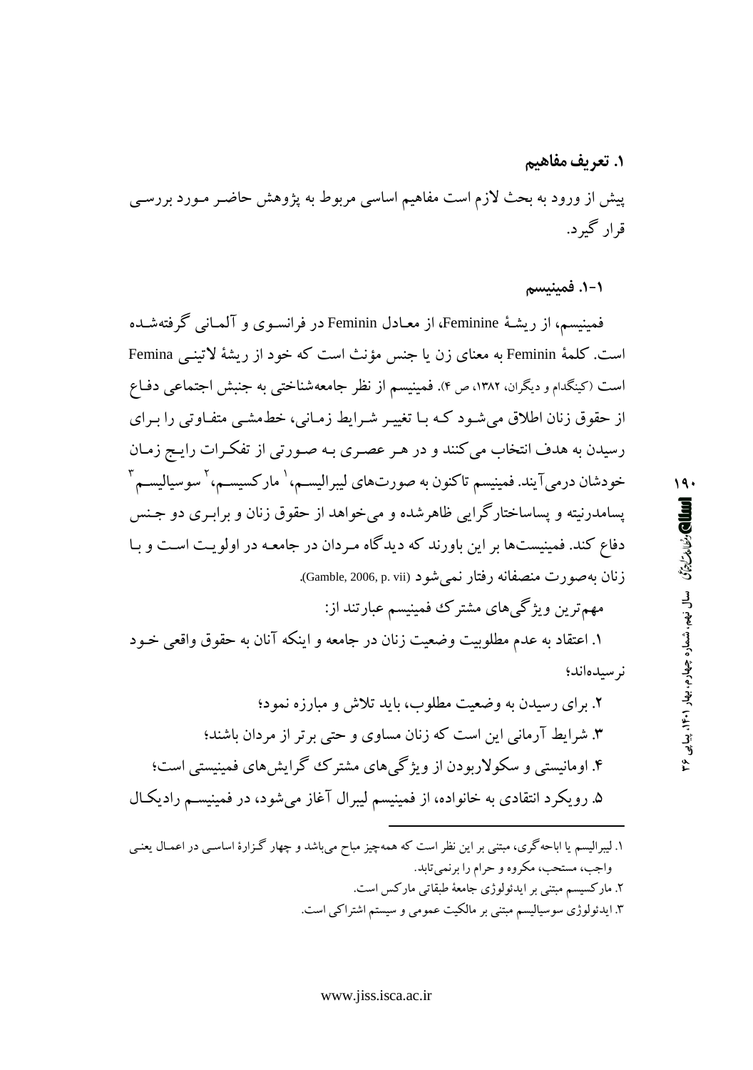## ۱. تعریف مفاهیم

پیش از ورود به بحث لازم است مفاهیم اساسی مربوط به پژوهش حاضر مورد بررسی قرار گیرد.

### ۱-۱. فمینیسم

فمینیسم، از ریشهٔ Feminine، از معادل Feminin در فرانسوی و آلمانی گرفته‌شده است. کلمهٔ Feminin به معنای زن یا جنس مؤنث است که خود از ریشهٔ لاتینی Femina است (کینگدام و دیگران، ۱۳۸۲، ص ۴). فمینیسم از نظر جامعه‌شناختی به جنبش اجتماعی دفاع از حقوق زنان اطلاق می‌شود که با تغییر شرایط زمانی، خط‌مشی متفاوتی را برای رسیدن به هدف انتخاب می‌کنند و در هر عصری به صورتی از تفکرات رایج زمان خودشان درمی‌آیند. فمینیسم تاکنون به صورت‌های لیبرالیسم،[1] مارکسیسم،[2] سوسیالیسم[3] پسامدرنیته و پساساختارگرایی ظاهرشده و می‌خواهد از حقوق زنان و برابری دو جنس دفاع کند. فمینیست‌ها بر این باورند که دیدگاه مردان در جامعه در اولویت است و با زنان به‌صورت منصفانه رفتار نمی‌شود (Gamble, 2006, p. vii).

مهم‌ترین ویژگی‌های مشترک فمینیسم عبارتند از:

۱. اعتقاد به عدم مطلوبیت وضعیت زنان در جامعه و اینکه آنان به حقوق واقعی خود نرسیده‌اند؛

۲. برای رسیدن به وضعیت مطلوب، باید تلاش و مبارزه نمود؛

۳. شرایط آرمانی این است که زنان مساوی و حتی برتر از مردان باشند؛

۴. اومانیستی و سکولاربودن از ویژگی‌های مشترک گرایش‌های فمینیستی است؛

۵. رویکرد انتقادی به خانواده، از فمینیسم لیبرال آغاز می‌شود، در فمینیسم رادیکال

---

۱. لیبرالیسم یا اباحه‌گری، مبتنی بر این نظر است که همه‌چیز مباح می‌باشد و چهار گزارهٔ اساسی در اعمال یعنی واجب، مستحب، مکروه و حرام را برنمی‌تابد.

۲. مارکسیسم مبتنی بر ایدئولوژی جامعهٔ طبقاتی مارکس است.

۳. ایدئولوژی سوسیالیسم مبتنی بر مالکیت عمومی و سیستم اشتراکی است.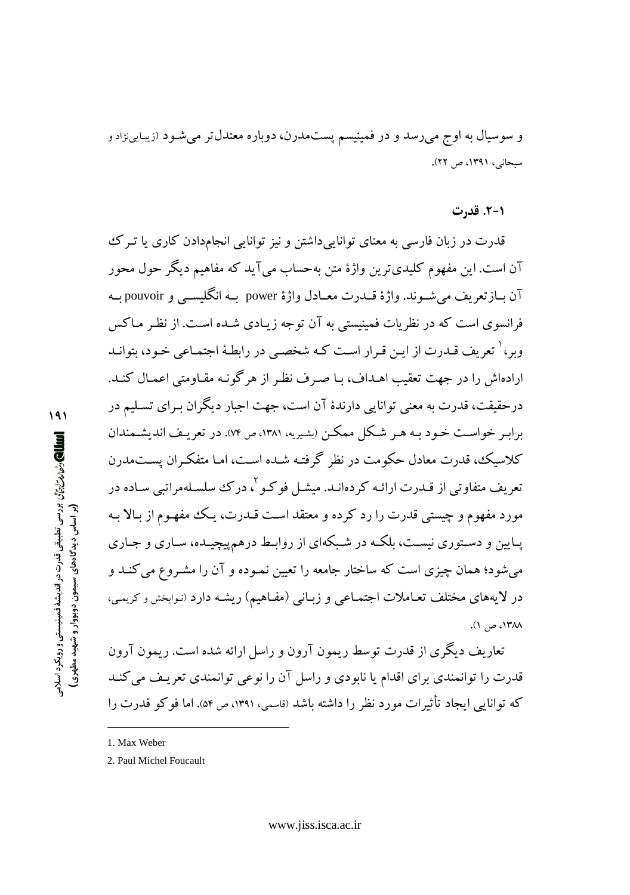و سوسیال به اوج می‌رسد و در فمینیسم پست‌مدرن، دوباره معتدل‌تر می‌شود (زیبایی‌نژاد و سبحانی، ۱۳۹۱، ص ۲۲).

### ۲-۱. قدرت

قدرت در زبان فارسی به معنای توانایی‌داشتن و نیز توانایی انجام‌دادن کاری یا ترک آن است. این مفهوم کلیدی‌ترین واژهٔ متن به‌حساب می‌آید که مفاهیم دیگر حول محور آن بازتعریف می‌شوند. واژهٔ قدرت معادل واژهٔ power به انگلیسی و pouvoir به فرانسوی است که در نظریات فمینیستی به آن توجه زیادی شده است. از نظر ماکس وبر،[1] تعریف قدرت از این قرار است که شخصی در رابطهٔ اجتماعی خود، بتواند اراده‌اش را در جهت تعقیب اهداف، با صرف نظر از هرگونه مقاومتی اعمال کند. درحقیقت، قدرت به معنی توانایی دارندهٔ آن است، جهت اجبار دیگران برای تسلیم در برابر خواست خود به هر شکل ممکن (بشیریه، ۱۳۸۱، ص ۷۴). در تعریف اندیشمندان کلاسیک، قدرت معادل حکومت در نظر گرفته شده است، اما متفکران پست‌مدرن تعریف متفاوتی از قدرت ارائه کرده‌اند. میشل فوکو[2]، درک سلسله‌مراتبی ساده در مورد مفهوم و چیستی قدرت را رد کرده و معتقد است قدرت، یک مفهوم از بالا به پایین و دستوری نیست، بلکه در شبکه‌ای از روابط درهم‌پیچیده، ساری و جاری می‌شود؛ همان چیزی است که ساختار جامعه را تعیین نموده و آن را مشروع می‌کند و در لایه‌های مختلف تعاملات اجتماعی و زبانی (مفاهیم) ریشه دارد (نوابخش و کریمی، ۱۳۸۸، ص ۱).

تعاریف دیگری از قدرت توسط ریمون آرون و راسل ارائه شده است. ریمون آرون قدرت را توانمندی برای اقدام یا نابودی و راسل آن را نوعی توانمندی تعریف می‌کند که توانایی ایجاد تأثیرات مورد نظر را داشته باشد (قاسمی، ۱۳۹۱، ص ۵۴). اما فوکو قدرت را

---

1. Max Weber
2. Paul Michel Foucault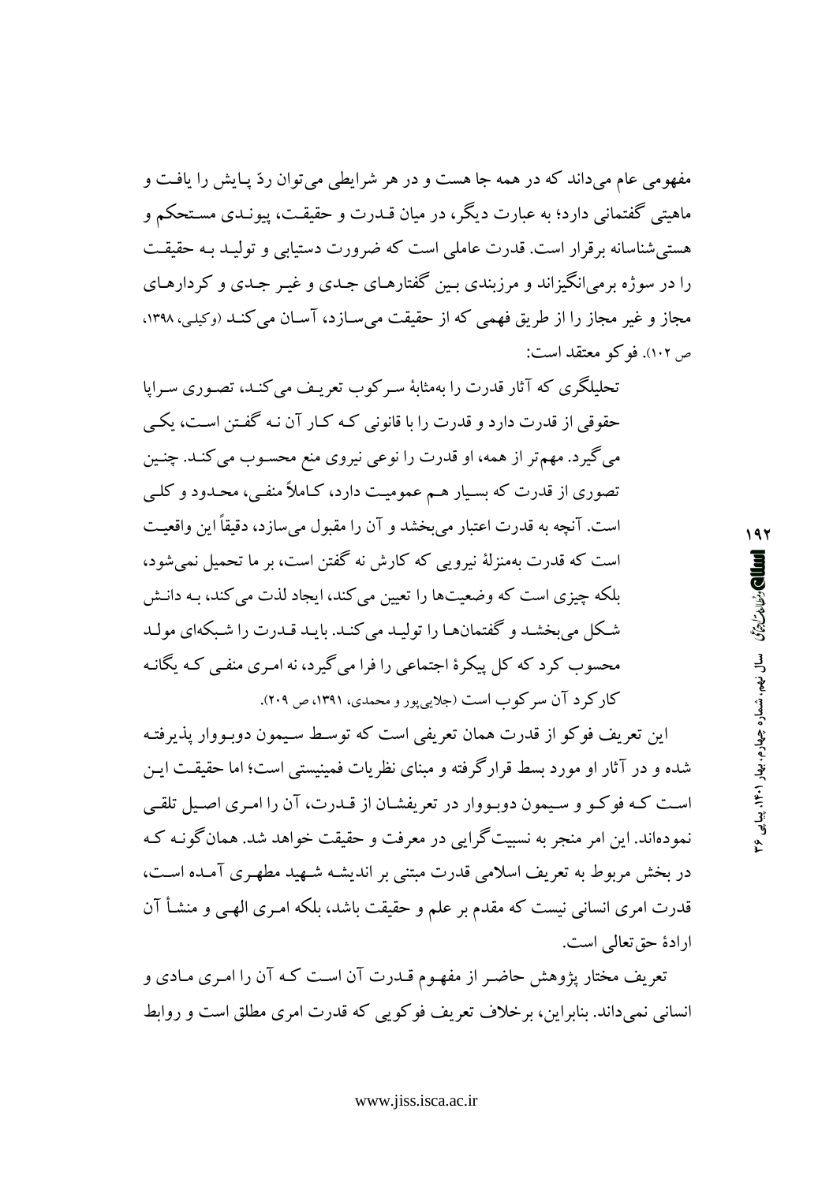مفهومی عام می‌داند که در همه جا هست و در هر شرایطی می‌توان ردّ پایش را یافت و ماهیتی گفتمانی دارد؛ به عبارت دیگر، در میان قدرت و حقیقت، پیوندی مستحکم و هستی‌شناسانه برقرار است. قدرت عاملی است که ضرورت دستیابی و تولید به حقیقت را در سوژه برمی‌انگیزاند و مرزبندی بین گفتارهای جدی و غیر جدی و کردارهای مجاز و غیر مجاز را از طریق فهمی که از حقیقت می‌سازد، آسان می‌کند (وکیلی، ۱۳۹۸، ص ۱۰۲). فوکو معتقد است:

> تحلیلگری که آثار قدرت را به‌مثابهٔ سرکوب تعریف می‌کند، تصوری سراپا حقوقی از قدرت دارد و قدرت را با قانونی که کار آن نه گفتن است، یکی می‌گیرد. مهم‌تر از همه، او قدرت را نوعی نیروی منع محسوب می‌کند. چنین تصوری از قدرت که بسیار هم عمومیت دارد، کاملاً منفی، محدود و کلی است. آنچه به قدرت اعتبار می‌بخشد و آن را مقبول می‌سازد، دقیقاً این واقعیت است که قدرت به‌منزلهٔ نیرویی که کارش نه گفتن است، بر ما تحمیل نمی‌شود، بلکه چیزی است که وضعیت‌ها را تعیین می‌کند، ایجاد لذت می‌کند، به دانش شکل می‌بخشد و گفتمان‌ها را تولید می‌کند. باید قدرت را شبکه‌ای مولد محسوب کرد که کل پیکرهٔ اجتماعی را فرا می‌گیرد، نه امری منفی که یگانه کارکرد آن سرکوب است (جلایی‌پور و محمدی، ۱۳۹۱، ص ۲۰۹).

این تعریف فوکو از قدرت همان تعریفی است که توسط سیمون دوبووار پذیرفته شده و در آثار او مورد بسط قرارگرفته و مبنای نظریات فمینیستی است؛ اما حقیقت این است که فوکو و سیمون دوبووار در تعریفشان از قدرت، آن را امری اصیل تلقی نموده‌اند. این امر منجر به نسبیت‌گرایی در معرفت و حقیقت خواهد شد. همان‌گونه که در بخش مربوط به تعریف اسلامی قدرت مبتنی بر اندیشه شهید مطهری آمده است، قدرت امری انسانی نیست که مقدم بر علم و حقیقت باشد، بلکه امری الهی و منشأ آن ارادهٔ حق‌تعالی است.

تعریف مختار پژوهش حاضر از مفهوم قدرت آن است که آن را امری مادی و انسانی نمی‌داند. بنابراین، برخلاف تعریف فوکویی که قدرت امری مطلق است و روابط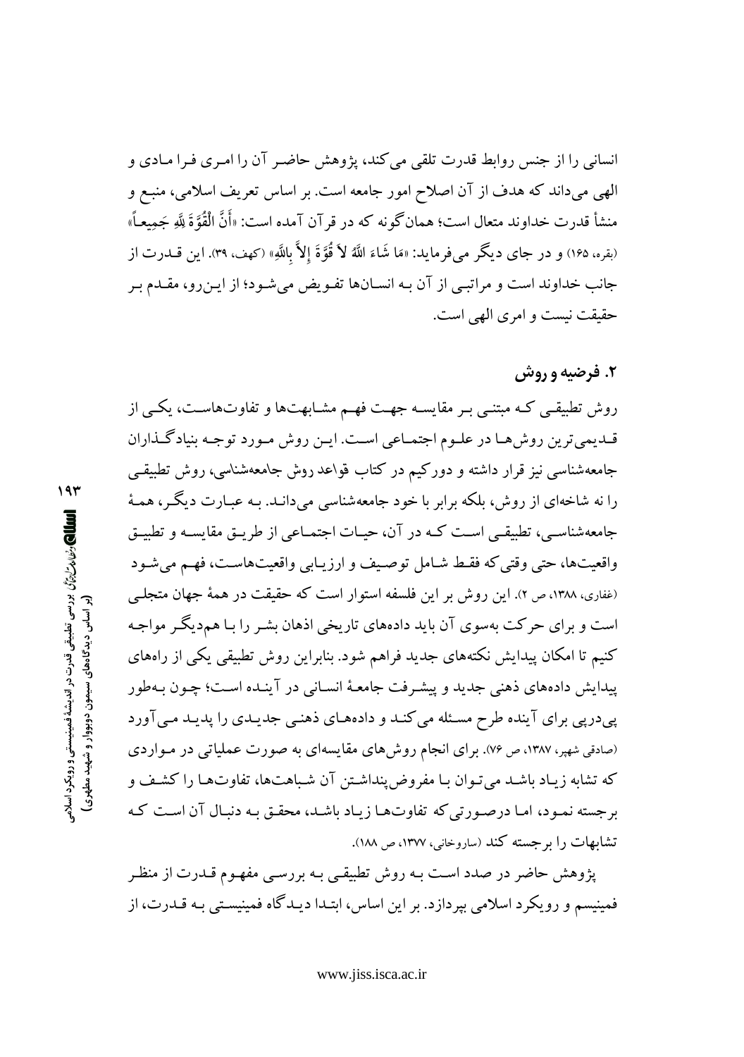انسانی را از جنس روابط قدرت تلقی می‌کند، پژوهش حاضر آن را امری فرا مادی و الهی می‌داند که هدف از آن اصلاح امور جامعه است. بر اساس تعریف اسلامی، منبع و منشأ قدرت خداوند متعال است؛ همان‌گونه که در قرآن آمده است: «أَنَّ الْقُوَّةَ لِلَّهِ جَمِيعاً» (بقره، ۱۶۵) و در جای دیگر می‌فرماید: «مَا شَاءَ اللَّهُ لاَ قُوَّةَ إِلاَّ بِاللَّهِ» (کهف، ۳۹). این قدرت از جانب خداوند است و مراتبی از آن به انسان‌ها تفویض می‌شود؛ از این‌رو، مقدم بر حقیقت نیست و امری الهی است.

## ۲. فرضیه و روش

روش تطبیقی که مبتنی بر مقایسه جهت فهم مشابهت‌ها و تفاوت‌هاست، یکی از قدیمی‌ترین روش‌ها در علوم اجتماعی است. این روش مورد توجه بنیادگذاران جامعه‌شناسی نیز قرار داشته و دورکیم در کتاب قواعد روش جامعه‌شناسی، روش تطبیقی را نه شاخه‌ای از روش، بلکه برابر با خود جامعه‌شناسی می‌داند. به عبارت دیگر، همهٔ جامعه‌شناسی، تطبیقی است که در آن، حیات اجتماعی از طریق مقایسه و تطبیق واقعیت‌ها، حتی وقتی‌که فقط شامل توصیف و ارزیابی واقعیت‌هاست، فهم می‌شود (غفاری، ۱۳۸۸، ص ۲). این روش بر این فلسفه استوار است که حقیقت در همهٔ جهان متجلی است و برای حرکت به‌سوی آن باید داده‌های تاریخی اذهان بشر را با هم‌دیگر مواجه کنیم تا امکان پیدایش نکته‌های جدید فراهم شود. بنابراین روش تطبیقی یکی از راه‌های پیدایش داده‌های ذهنی جدید و پیشرفت جامعهٔ انسانی در آینده است؛ چون به‌طور پی‌درپی برای آینده طرح مسئله می‌کند و داده‌های ذهنی جدیدی را پدید می‌آورد (صادقی شهپر، ۱۳۸۷، ص ۷۶). برای انجام روش‌های مقایسه‌ای به صورت عملیاتی در مواردی که تشابه زیاد باشد می‌توان با مفروض‌پنداشتن آن شباهت‌ها، تفاوت‌ها را کشف و برجسته نمود، اما درصورتی‌که تفاوت‌ها زیاد باشد، محقق به دنبال آن است که تشابهات را برجسته کند (ساروخانی، ۱۳۷۷، ص ۱۸۸).

پژوهش حاضر در صدد است به روش تطبیقی به بررسی مفهوم قدرت از منظر فمینیسم و رویکرد اسلامی بپردازد. بر این اساس، ابتدا دیدگاه فمینیستی به قدرت، از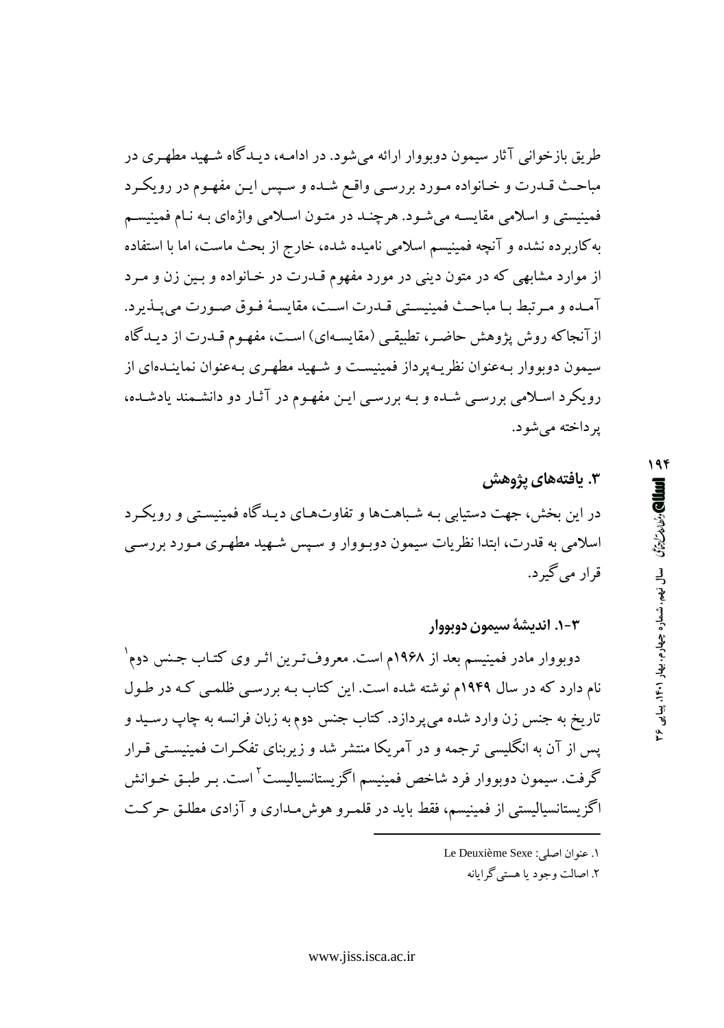طریق بازخوانی آثار سیمون دوبووار ارائه می‌شود. در ادامه، دیدگاه شهید مطهری در مباحث قدرت و خانواده مورد بررسی واقع شده و سپس این مفهوم در رویکرد فمینیستی و اسلامی مقایسه می‌شود. هرچند در متون اسلامی واژه‌ای به نام فمینیسم به‌کاربرده نشده و آنچه فمینیسم اسلامی نامیده شده، خارج از بحث ماست، اما با استفاده از موارد مشابهی که در متون دینی در مورد مفهوم قدرت در خانواده و بین زن و مرد آمده و مرتبط با مباحث فمینیستی قدرت است، مقایسهٔ فوق صورت می‌پذیرد. ازآنجاکه روش پژوهش حاضر، تطبیقی (مقایسه‌ای) است، مفهوم قدرت از دیدگاه سیمون دوبووار به‌عنوان نظریه‌پرداز فمینیست و شهید مطهری به‌عنوان نماینده‌ای از رویکرد اسلامی بررسی شده و به بررسی این مفهوم در آثار دو دانشمند یادشده، پرداخته می‌شود.

## ۳. یافته‌های پژوهش

در این بخش، جهت دستیابی به شباهت‌ها و تفاوت‌های دیدگاه فمینیستی و رویکرد اسلامی به قدرت، ابتدا نظریات سیمون دوبووار و سپس شهید مطهری مورد بررسی قرار می‌گیرد.

### ۳-۱. اندیشهٔ سیمون دوبووار

دوبووار مادر فمینیسم بعد از ۱۹۶۸م است. معروف‌ترین اثر وی کتاب جنس دوم[۱] نام دارد که در سال ۱۹۴۹م نوشته شده است. این کتاب به بررسی ظلمی که در طول تاریخ به جنس زن وارد شده می‌پردازد. کتاب جنس دوم به زبان فرانسه به چاپ رسید و پس از آن به انگلیسی ترجمه و در آمریکا منتشر شد و زیربنای تفکرات فمینیستی قرار گرفت. سیمون دوبووار فرد شاخص فمینیسم اگزیستانسیالیست[۲] است. بر طبق خوانش اگزیستانسیالیستی از فمینیسم، فقط باید در قلمرو هوش‌مداری و آزادی مطلق حرکت

---

۱. عنوان اصلی: Le Deuxième Sexe

۲. اصالت وجود یا هستی‌گرایانه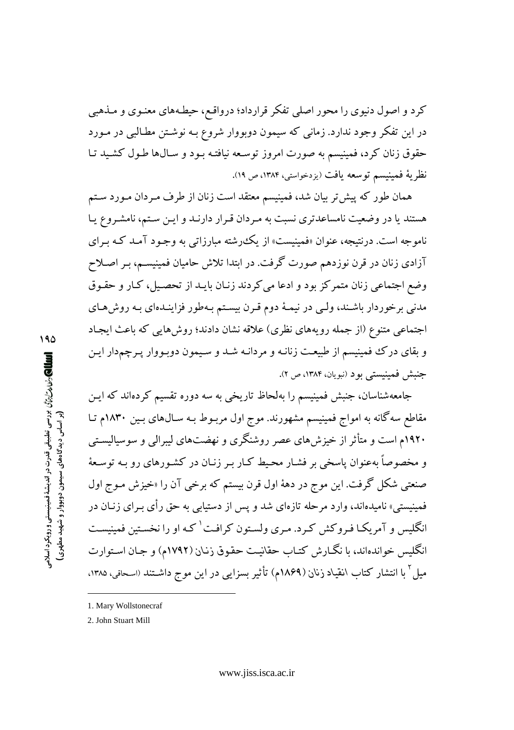کرد و اصول دنیوی را محور اصلی تفکر قرارداد؛ درواقع، حیطه‌های معنوی و مذهبی در این تفکر وجود ندارد. زمانی که سیمون دوبووار شروع به نوشتن مطالبی در مورد حقوق زنان کرد، فمینیسم به صورت امروز توسعه نیافته بود و سال‌ها طول کشید تا نظریهٔ فمینیسم توسعه یافت (یزدخواستی، ۱۳۸۴، ص ۱۹).

همان طور که پیش‌تر بیان شد، فمینیسم معتقد است زنان از طرف مردان مورد ستم هستند یا در وضعیت نامساعدتری نسبت به مردان قرار دارند و این ستم، نامشروع یا ناموجه است. درنتیجه، عنوان «فمینیست» از یک‌رشته مبارزاتی به وجود آمد که برای آزادی زنان در قرن نوزدهم صورت گرفت. در ابتدا تلاش حامیان فمینیسم، بر اصلاح وضع اجتماعی زنان متمرکز بود و ادعا می‌کردند زنان باید از تحصیل، کار و حقوق مدنی برخوردار باشند، ولی در نیمهٔ دوم قرن بیستم به‌طور فزاینده‌ای به روش‌های اجتماعی متنوع (از جمله رویه‌های نظری) علاقه نشان دادند؛ روش‌هایی که باعث ایجاد و بقای درک فمینیسم از طبیعت زنانه و مردانه شد و سیمون دوبووار پرچم‌دار این جنبش فمینیستی بود (نبویان، ۱۳۸۴، ص ۲).

جامعه‌شناسان، جنبش فمینیسم را به‌لحاظ تاریخی به سه دوره تقسیم کرده‌اند که این مقاطع سه‌گانه به امواج فمینیسم مشهورند. موج اول مربوط به سال‌های بین ۱۸۳۰م تا ۱۹۲۰م است و متأثر از خیزش‌های عصر روشنگری و نهضت‌های لیبرالی و سوسیالیستی و مخصوصاً به‌عنوان پاسخی بر فشار محیط کار بر زنان در کشورهای رو به توسعهٔ صنعتی شکل گرفت. این موج در دههٔ اول قرن بیستم که برخی آن را «خیزش موج اول فمینیستی» نامیده‌اند، وارد مرحله تازه‌ای شد و پس از دستیابی به حق رأی برای زنان در انگلیس و آمریکا فروکش کرد. مری ولستون کرافت[1] که او را نخستین فمینیست انگلیس خوانده‌اند، با نگارش کتاب حقانیت حقوق زنان (۱۷۹۲م) و جان استوارت میل[2] با انتشار کتاب انقیاد زنان (۱۸۶۹م) تأثیر بسزایی در این موج داشتند (اسحاقی، ۱۳۸۵،

---

1. Mary Wollstonecraf
2. John Stuart Mill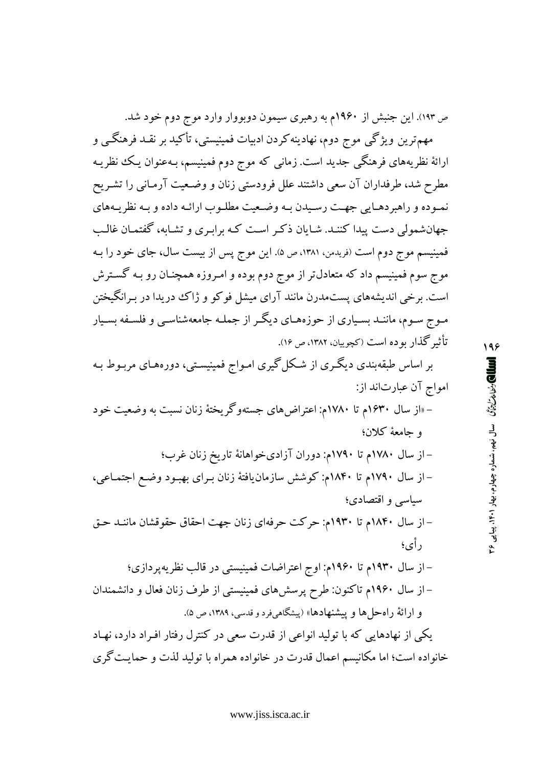ص ۱۹۳). این جنبش از ۱۹۶۰م به رهبری سیمون دوبووار وارد موج دوم خود شد.

مهم‌ترین ویژگی موج دوم، نهادینه‌کردن ادبیات فمینیستی، تأکید بر نقـد فرهنگـی و ارائهٔ نظریه‌های فرهنگی جدید است. زمانی که موج دوم فمینیسم، بـه‌عنوان یـک نظریـه مطرح شد، طرفداران آن سعی داشتند علل فرودستی زنان و وضـعیت آرمـانی را تشـریح نمـوده و راهبردهـایی جهـت رسـیدن بـه وضـعیت مطلـوب ارائـه داده و بـه نظریـه‌های جهان‌شمولی دست پیدا کننـد. شـایان ذکـر اسـت کـه برابـری و تشـابه، گفتمـان غالـب فمینیسم موج دوم است (فریدمن، ۱۳۸۱، ص ۵). این موج پس از بیست سال، جای خود را بـه موج سوم فمینیسم داد که متعادل‌تر از موج دوم بوده و امـروزه همچنـان رو بـه گسـترش است. برخی اندیشه‌های پست‌مدرن مانند آرای میشل فوکو و ژاک دریدا در بـرانگیختن مـوج سـوم، ماننـد بسـیاری از حوزه‌هـای دیگـر از جملـه جامعه‌شناسـی و فلسـفه بسـیار تأثیرگذار بوده است (کچوییان، ۱۳۸۲، ص ۱۶).

بر اساس طبقه‌بندی دیگـری از شـکل‌گیری امـواج فمینیسـتی، دوره‌هـای مربـوط بـه امواج آن عبارت‌اند از:

- «از سال ۱۶۳۰م تا ۱۷۸۰م: اعتراض‌های جسته‌وگریختهٔ زنان نسبت به وضعیت خود و جامعهٔ کلان؛
- از سال ۱۷۸۰م تا ۱۷۹۰م: دوران آزادی‌خواهانهٔ تاریخ زنان غرب؛
- از سال ۱۷۹۰م تا ۱۸۴۰م: کوشش سازمان‌یافتهٔ زنان بـرای بهبـود وضـع اجتمـاعی، سیاسی و اقتصادی؛
- از سال ۱۸۴۰م تا ۱۹۳۰م: حرکت حرفه‌ای زنان جهت احقاق حقوقشان ماننـد حـق رأی؛
- از سال ۱۹۳۰م تا ۱۹۶۰م: اوج اعتراضات فمینیستی در قالب نظریه‌پردازی؛
- از سال ۱۹۶۰م تاکنون: طرح پرسش‌های فمینیستی از طرف زنان فعال و دانشمندان و ارائهٔ راه‌حل‌ها و پیشنهادها» (پیشگاهی‌فرد و قدسی، ۱۳۸۹، ص ۵).

یکی از نهادهایی که با تولید انواعی از قدرت سعی در کنترل رفتار افـراد دارد، نهـاد خانواده است؛ اما مکانیسم اعمال قدرت در خانواده همراه با تولید لذت و حمایـت‌گری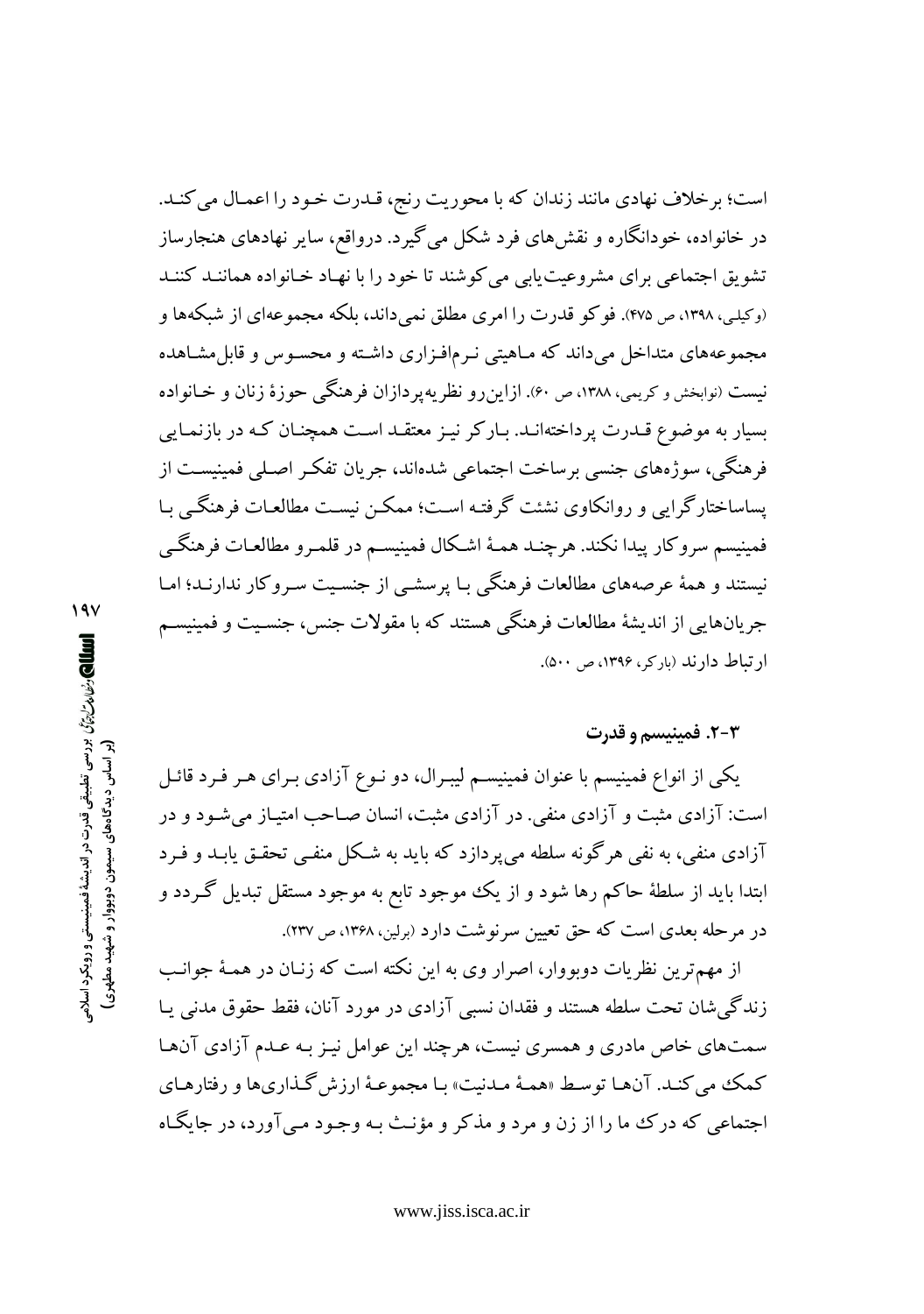است؛ برخلاف نهادی مانند زندان که با محوریت رنج، قدرت خود را اعمال می‌کند. در خانواده، خودانگاره و نقش‌های فرد شکل می‌گیرد. درواقع، سایر نهادهای هنجارساز تشویق اجتماعی برای مشروعیت‌یابی می‌کوشند تا خود را با نهاد خانواده همانند کنند (وکیلی، ۱۳۹۸، ص ۴۷۵). فوکو قدرت را امری مطلق نمی‌داند، بلکه مجموعه‌ای از شبکه‌ها و مجموعه‌های متداخل می‌داند که ماهیتی نرم‌افزاری داشته و محسوس و قابل‌مشاهده نیست (نوابخش و کریمی، ۱۳۸۸، ص ۶۰). ازاین‌رو نظریه‌پردازان فرهنگی حوزهٔ زنان و خانواده بسیار به موضوع قدرت پرداخته‌اند. بارکر نیز معتقد است همچنان که در بازنمایی فرهنگی، سوژه‌های جنسی برساخت اجتماعی شده‌اند، جریان تفکر اصلی فمینیست از پساساختارگرایی و روانکاوی نشئت گرفته است؛ ممکن نیست مطالعات فرهنگی با فمینیسم سروکار پیدا نکند. هرچند همهٔ اشکال فمینیسم در قلمرو مطالعات فرهنگی نیستند و همهٔ عرصه‌های مطالعات فرهنگی با پرسشی از جنسیت سروکار ندارند؛ اما جریان‌هایی از اندیشهٔ مطالعات فرهنگی هستند که با مقولات جنس، جنسیت و فمینیسم ارتباط دارند (بارکر، ۱۳۹۶، ص ۵۰۰).

### ۳-۲. فمینیسم و قدرت

یکی از انواع فمینیسم با عنوان فمینیسم لیبرال، دو نوع آزادی برای هر فرد قائل است: آزادی مثبت و آزادی منفی. در آزادی مثبت، انسان صاحب امتیاز می‌شود و در آزادی منفی، به نفی هرگونه سلطه می‌پردازد که باید به شکل منفی تحقق یابد و فرد ابتدا باید از سلطهٔ حاکم رها شود و از یک موجود تابع به موجود مستقل تبدیل گردد و در مرحله بعدی است که حق تعیین سرنوشت دارد (برلین، ۱۳۶۸، ص ۲۳۷).

از مهم‌ترین نظریات دوبووار، اصرار وی به این نکته است که زنان در همهٔ جوانب زندگی‌شان تحت سلطه هستند و فقدان نسبی آزادی در مورد آنان، فقط حقوق مدنی یا سمت‌های خاص مادری و همسری نیست، هرچند این عوامل نیز به عدم آزادی آنها کمک می‌کند. آنها توسط «همهٔ مدنیت» با مجموعهٔ ارزش‌گذاری‌ها و رفتارهای اجتماعی که درک ما را از زن و مرد و مذکر و مؤنث به وجود می‌آورد، در جایگاه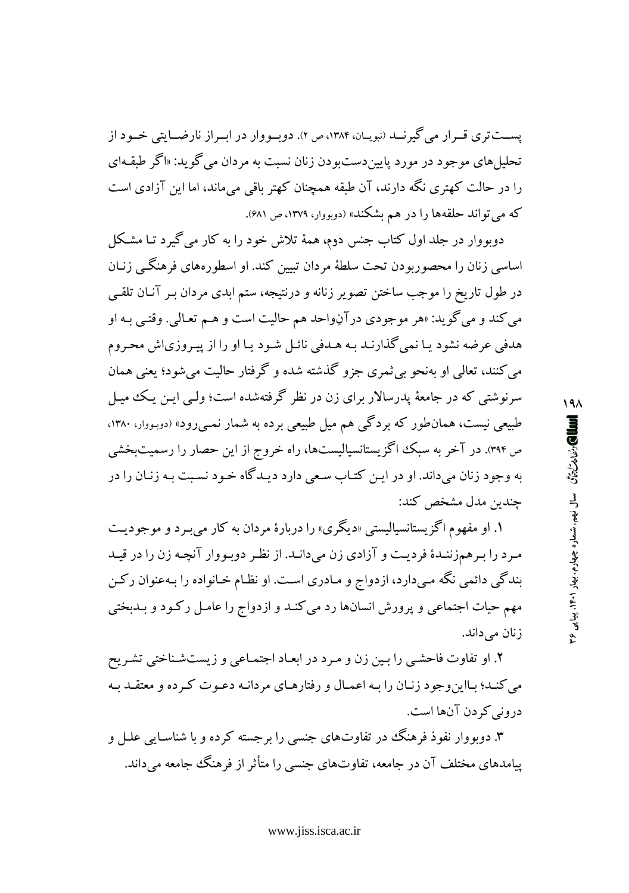پست‌تری قرار می‌گیرند (نبویان، ۱۳۸۴، ص ۲). دوبووار در ابراز نارضایتی خود از تحلیل‌های موجود در مورد پایین‌دست‌بودن زنان نسبت به مردان می‌گوید: «اگر طبقه‌ای را در حالت کهتری نگه دارند، آن طبقه همچنان کهتر باقی می‌ماند، اما این آزادی است که می‌تواند حلقه‌ها را در هم بشکند» (دوبووار، ۱۳۷۹، ص ۶۸۱).

دوبووار در جلد اول کتاب جنس دوم، همهٔ تلاش خود را به کار می‌گیرد تا مشکل اساسی زنان را محصوربودن تحت سلطهٔ مردان تبیین کند. او اسطوره‌های فرهنگی زنان در طول تاریخ را موجب ساختن تصویر زنانه و درنتیجه، ستم ابدی مردان بر آنان تلقی می‌کند و می‌گوید: «هر موجودی درآنِواحد هم حالیت است و هم تعالی. وقتی به او هدفی عرضه نشود یا نمی‌گذارند به هدفی نائل شود یا او را از پیروزی‌اش محروم می‌کنند، تعالی او به‌نحو بی‌ثمری جزو گذشته شده و گرفتار حالیت می‌شود؛ یعنی همان سرنوشتی که در جامعهٔ پدرسالار برای زن در نظر گرفته‌شده است؛ ولی این یک میل طبیعی نیست، همان‌طور که بردگی هم میل طبیعی برده به شمار نمی‌رود» (دوبووار، ۱۳۸۰، ص ۳۹۴). در آخر به سبک اگزیستانسیالیست‌ها، راه خروج از این حصار را رسمیت‌بخشی به وجود زنان می‌داند. او در این کتاب سعی دارد دیدگاه خود نسبت به زنان را در چندین مدل مشخص کند:

۱. او مفهوم اگزیستانسیالیستی «دیگری» را دربارهٔ مردان به کار می‌برد و موجودیت مرد را برهم‌زنندهٔ فردیت و آزادی زن می‌داند. از نظر دوبووار آنچه زن را در قید بندگی دائمی نگه می‌دارد، ازدواج و مادری است. او نظام خانواده را به‌عنوان رکن مهم حیات اجتماعی و پرورش انسان‌ها رد می‌کند و ازدواج را عامل رکود و بدبختی زنان می‌داند.

۲. او تفاوت فاحشی را بین زن و مرد در ابعاد اجتماعی و زیست‌شناختی تشریح می‌کند؛ بااین‌وجود زنان را به اعمال و رفتارهای مردانه دعوت کرده و معتقد به درونی‌کردن آن‌ها است.

۳. دوبووار نفوذ فرهنگ در تفاوت‌های جنسی را برجسته کرده و با شناسایی علل و پیامدهای مختلف آن در جامعه، تفاوت‌های جنسی را متأثر از فرهنگ جامعه می‌داند.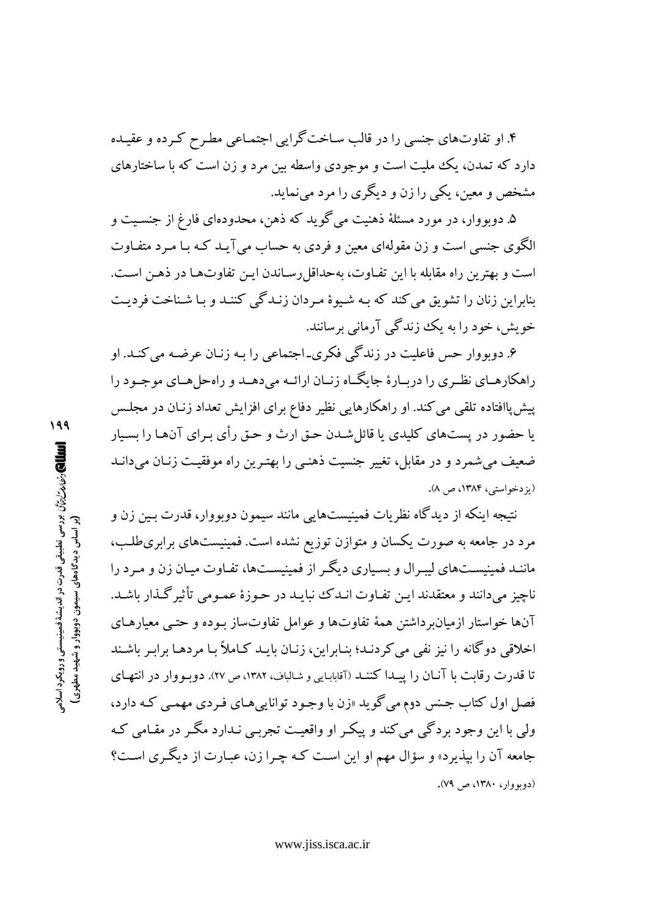۴. او تفاوت‌های جنسی را در قالب ساخت‌گرایی اجتماعی مطرح کرده و عقیده دارد که تمدن، یک ملیت است و موجودی واسطه بین مرد و زن است که با ساختارهای مشخص و معین، یکی را زن و دیگری را مرد می‌نماید.

۵. دوبووار، در مورد مسئلهٔ ذهنیت می‌گوید که ذهن، محدوده‌ای فارغ از جنسیت و الگوی جنسی است و زن مقوله‌ای معین و فردی به حساب می‌آید که با مرد متفاوت است و بهترین راه مقابله با این تفاوت، به‌حداقل‌رساندن این تفاوت‌ها در ذهن است. بنابراین زنان را تشویق می‌کند که به شیوهٔ مردان زندگی کنند و با شناخت فردیت خویش، خود را به یک زندگی آرمانی برسانند.

۶. دوبووار حس فاعلیت در زندگی فکری-اجتماعی را به زنان عرضه می‌کند. او راهکارهای نظری را دربارهٔ جایگاه زنان ارائه می‌دهد و راه‌حل‌های موجود را پیش‌پاافتاده تلقی می‌کند. او راهکارهایی نظیر دفاع برای افزایش تعداد زنان در مجلس یا حضور در پست‌های کلیدی یا قائل‌شدن حق ارث و حق رأی برای آن‌ها را بسیار ضعیف می‌شمرد و در مقابل، تغییر جنسیت ذهنی را بهترین راه موفقیت زنان می‌داند (یزدخواستی، ۱۳۸۴، ص ۸).

نتیجه اینکه از دیدگاه نظریات فمینیست‌هایی مانند سیمون دوبووار، قدرت بین زن و مرد در جامعه به صورت یکسان و متوازن توزیع نشده است. فمینیست‌های برابری‌طلب، مانند فمینیست‌های لیبرال و بسیاری دیگر از فمینیست‌ها، تفاوت میان زن و مرد را ناچیز می‌دانند و معتقدند این تفاوت اندک نباید در حوزهٔ عمومی تأثیرگذار باشد. آن‌ها خواستار ازمیان‌برداشتن همهٔ تفاوت‌ها و عوامل تفاوت‌ساز بوده و حتی معیارهای اخلاقی دوگانه را نیز نفی می‌کردند؛ بنابراین، زنان باید کاملاً با مردها برابر باشند تا قدرت رقابت با آنان را پیدا کنند (آقابابایی و شالباف، ۱۳۸۲، ص ۲۷). دوبووار در انتهای فصل اول کتاب جنس دوم می‌گوید «زن با وجود توانایی‌های فردی مهمی که دارد، ولی با این وجود بردگی می‌کند و پیکر او واقعیت تجربی ندارد مگر در مقامی که جامعه آن را بپذیرد» و سؤال مهم او این است که چرا زن، عبارت از دیگری است؟ (دوبووار، ۱۳۸۰، ص ۷۹).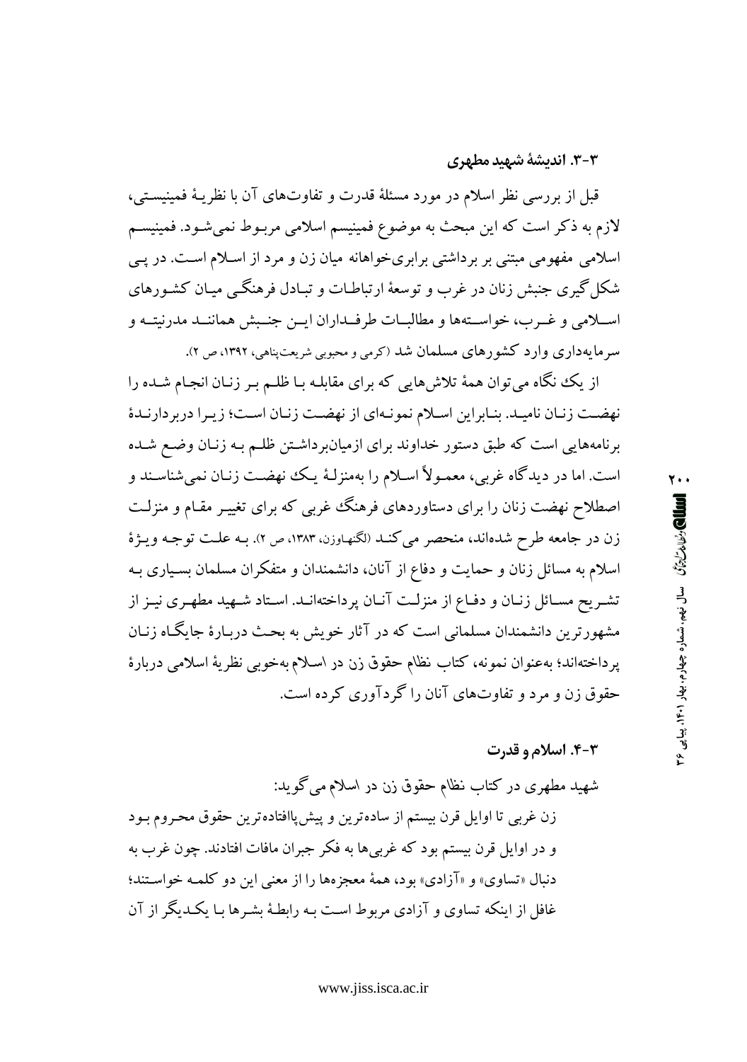### ۳-۳. اندیشهٔ شهید مطهری

قبل از بررسی نظر اسلام در مورد مسئلهٔ قدرت و تفاوت‌های آن با نظریهٔ فمینیستی، لازم به ذکر است که این مبحث به موضوع فمینیسم اسلامی مربوط نمی‌شود. فمینیسم اسلامی مفهومی مبتنی بر برداشتی برابری‌خواهانه میان زن و مرد از اسلام است. در پی شکل‌گیری جنبش زنان در غرب و توسعهٔ ارتباطات و تبادل فرهنگی میان کشورهای اسلامی و غرب، خواسته‌ها و مطالبات طرفداران این جنبش همانند مدرنیته و سرمایه‌داری وارد کشورهای مسلمان شد (کرمی و محبوبی شریعت‌پناهی، ۱۳۹۲، ص ۲).

از یک نگاه می‌توان همهٔ تلاش‌هایی که برای مقابله با ظلم بر زنان انجام شده را نهضت زنان نامید. بنابراین اسلام نمونه‌ای از نهضت زنان است؛ زیرا دربردارندهٔ برنامه‌هایی است که طبق دستور خداوند برای ازمیان‌برداشتن ظلم به زنان وضع شده است. اما در دیدگاه غربی، معمولاً اسلام را به‌منزلهٔ یک نهضت زنان نمی‌شناسند و اصطلاح نهضت زنان را برای دستاوردهای فرهنگ غربی که برای تغییر مقام و منزلت زن در جامعه طرح شده‌اند، منحصر می‌کنند (لگنهاوزن، ۱۳۸۳، ص ۲). به علت توجه ویژهٔ اسلام به مسائل زنان و حمایت و دفاع از آنان، دانشمندان و متفکران مسلمان بسیاری به تشریح مسائل زنان و دفاع از منزلت آنان پرداخته‌اند. استاد شهید مطهری نیز از مشهورترین دانشمندان مسلمانی است که در آثار خویش به بحث دربارهٔ جایگاه زنان پرداخته‌اند؛ به‌عنوان نمونه، کتاب نظام حقوق زن در اسلام به‌خوبی نظریهٔ اسلامی دربارهٔ حقوق زن و مرد و تفاوت‌های آنان را گردآوری کرده است.

### ۳-۴. اسلام و قدرت

شهید مطهری در کتاب نظام حقوق زن در اسلام می‌گوید:

> زن غربی تا اوایل قرن بیستم از ساده‌ترین و پیش‌پاافتاده‌ترین حقوق محروم بود و در اوایل قرن بیستم بود که غربی‌ها به فکر جبران مافات افتادند. چون غرب به دنبال «تساوی» و «آزادی» بود، همهٔ معجزه‌ها را از معنی این دو کلمه خواستند؛ غافل از اینکه تساوی و آزادی مربوط است به رابطهٔ بشرها با یکدیگر از آن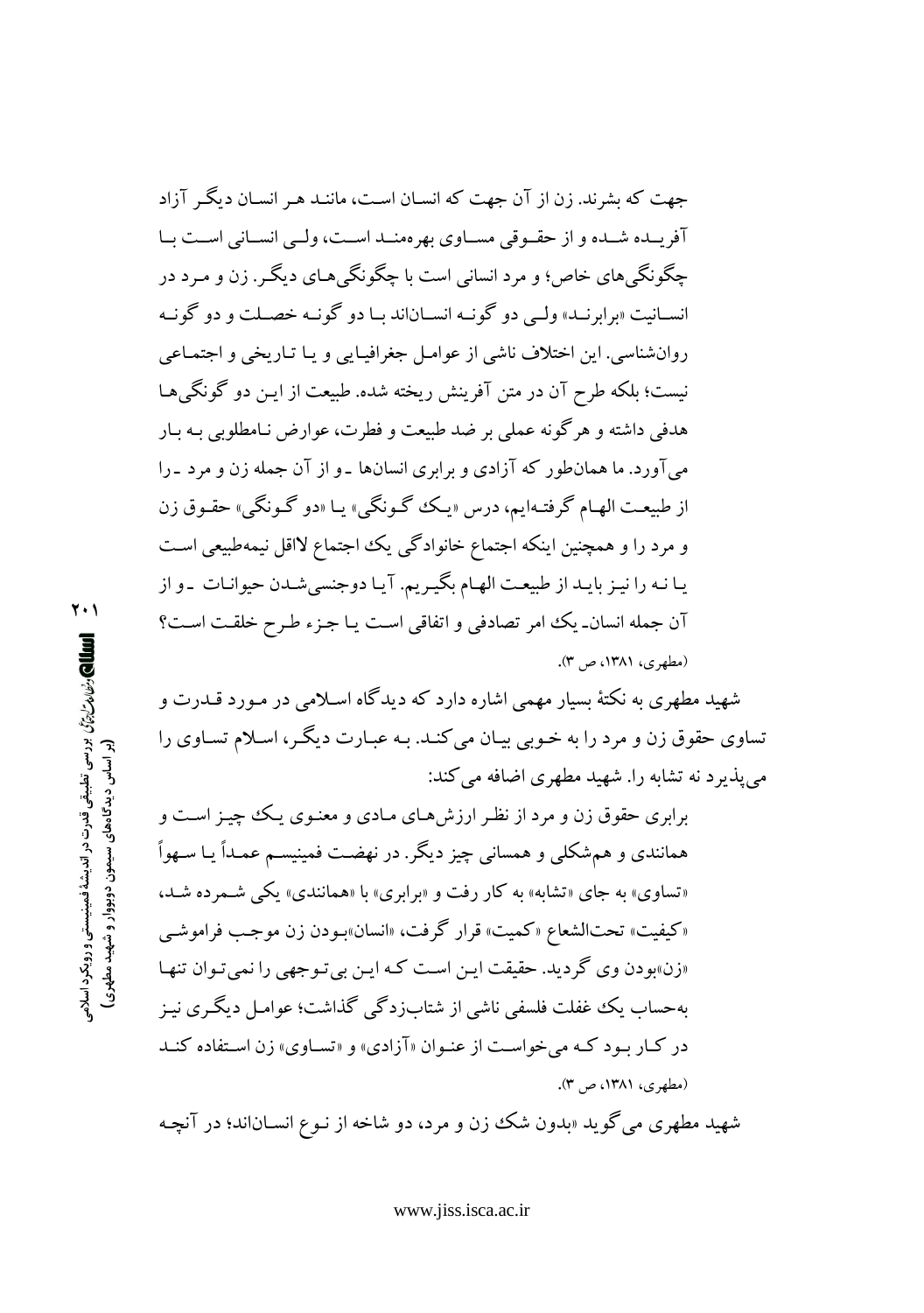جهت که بشرند. زن از آن جهت که انسان است، مانند هر انسان دیگر آزاد آفریده شده و از حقوقی مساوی بهره‌مند است، ولی انسانی است با چگونگی‌های خاص؛ و مرد انسانی است با چگونگی‌های دیگر. زن و مرد در انسانیت «برابرند» ولی دو گونه انسان‌اند با دو گونه خصلت و دو گونه روان‌شناسی. این اختلاف ناشی از عوامل جغرافیایی و یا تاریخی و اجتماعی نیست؛ بلکه طرح آن در متن آفرینش ریخته شده. طبیعت از این دو گونگی‌ها هدفی داشته و هرگونه عملی بر ضد طبیعت و فطرت، عوارض نامطلوبی به بار می‌آورد. ما همان‌طور که آزادی و برابری انسان‌ها ـ و از آن جمله زن و مرد ـ را از طبیعت الهام گرفته‌ایم، درس «یک گونگی» یا «دو گونگی» حقوق زن و مرد را و همچنین اینکه اجتماع خانوادگی یک اجتماع لااقل نیمه‌طبیعی است یا نه را نیز باید از طبیعت الهام بگیریم. آیا دوجنسی‌شدن حیوانات ـ و از آن جمله انسان ـ یک امر تصادفی و اتفاقی است یا جزء طرح خلقت است؟ (مطهری، ۱۳۸۱، ص ۳).

شهید مطهری به نکتهٔ بسیار مهمی اشاره دارد که دیدگاه اسلامی در مورد قدرت و تساوی حقوق زن و مرد را به خوبی بیان می‌کند. به عبارت دیگر، اسلام تساوی را می‌پذیرد نه تشابه را. شهید مطهری اضافه می‌کند:

> برابری حقوق زن و مرد از نظر ارزش‌های مادی و معنوی یک چیز است و همانندی و هم‌شکلی و همسانی چیز دیگر. در نهضت فمینیسم عمداً یا سهواً «تساوی» به جای «تشابه» به کار رفت و «برابری» با «همانندی» یکی شمرده شد، «کیفیت» تحت‌الشعاع «کمیت» قرار گرفت، «انسان»بودن زن موجب فراموشی «زن»بودن وی گردید. حقیقت این است که این بی‌توجهی را نمی‌توان تنها به‌حساب یک غفلت فلسفی ناشی از شتاب‌زدگی گذاشت؛ عوامل دیگری نیز در کار بود که می‌خواست از عنوان «آزادی» و «تساوی» زن استفاده کند (مطهری، ۱۳۸۱، ص ۳).

شهید مطهری می‌گوید «بدون شک زن و مرد، دو شاخه از نوع انسان‌اند؛ در آنچه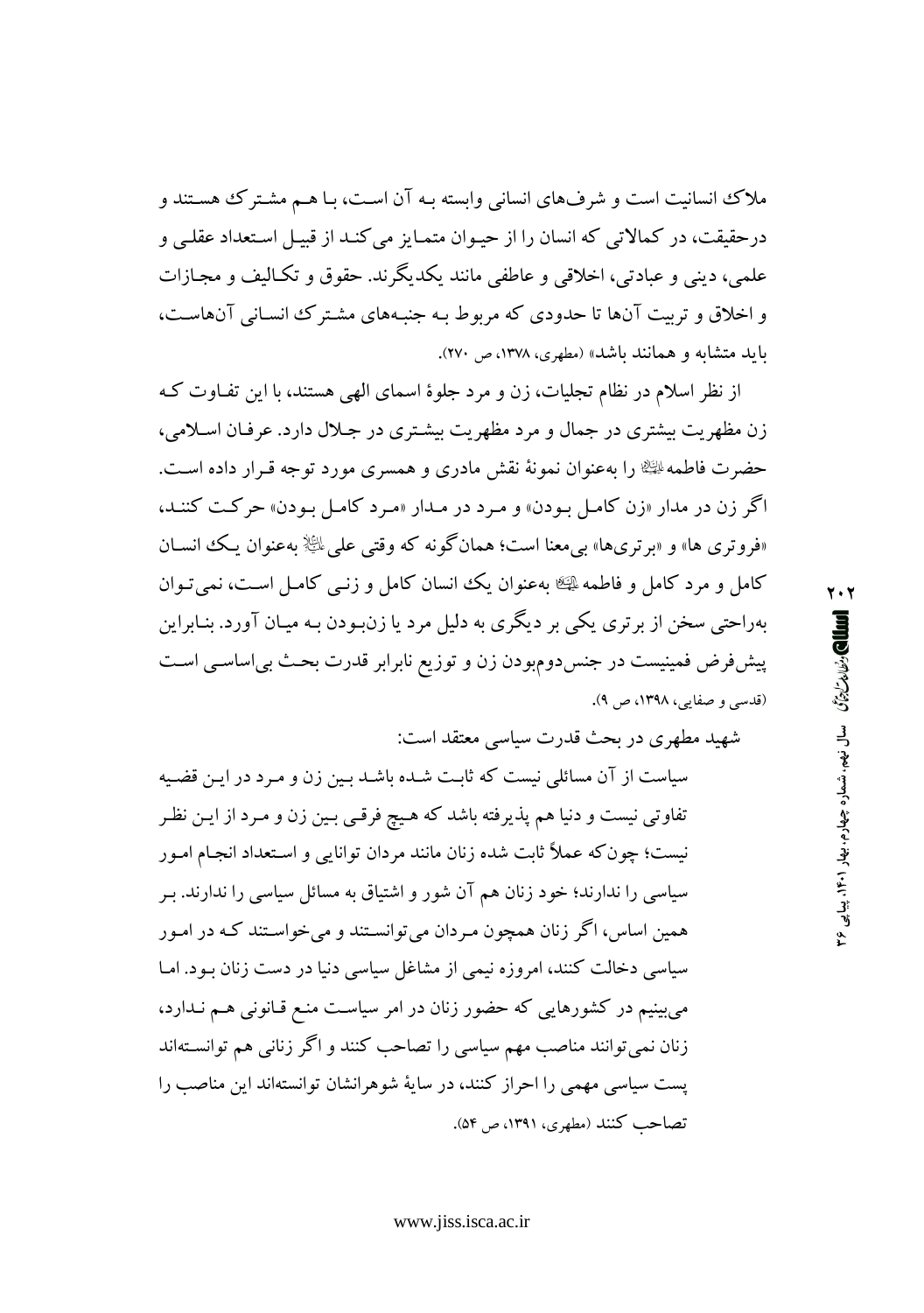ملاک انسانیت است و شرف‌های انسانی وابسته به آن است، با هم مشترک هستند و درحقیقت، در کمالاتی که انسان را از حیوان متمایز می‌کند از قبیل استعداد عقلی و علمی، دینی و عبادتی، اخلاقی و عاطفی مانند یکدیگرند. حقوق و تکالیف و مجازات و اخلاق و تربیت آن‌ها تا حدودی که مربوط به جنبه‌های مشترک انسانی آن‌هاست، باید متشابه و همانند باشد» (مطهری، ۱۳۷۸، ص ۲۷۰).

از نظر اسلام در نظام تجلیات، زن و مرد جلوهٔ اسمای الهی هستند، با این تفاوت که زن مظهریت بیشتری در جمال و مرد مظهریت بیشتری در جلال دارد. عرفان اسلامی، حضرت فاطمه ﷺ را به‌عنوان نمونهٔ نقش مادری و همسری مورد توجه قرار داده است. اگر زن در مدار «زن کامل بودن» و مرد در مدار «مرد کامل بودن» حرکت کنند، «فروتری ها» و «برتری‌ها» بی‌معنا است؛ همان‌گونه که وقتی علی ﷺ به‌عنوان یک انسان کامل و مرد کامل و فاطمه ﷺ به‌عنوان یک انسان کامل و زنی کامل است، نمی‌توان به‌راحتی سخن از برتری یکی بر دیگری به دلیل مرد یا زن‌بودن به میان آورد. بنابراین پیش‌فرض فمینیست در جنس‌دوم‌بودن زن و توزیع نابرابر قدرت بحث بی‌اساسی است (قدسی و صفایی، ۱۳۹۸، ص ۹).

شهید مطهری در بحث قدرت سیاسی معتقد است:

> سیاست از آن مسائلی نیست که ثابت شده باشد بین زن و مرد در این قضیه تفاوتی نیست و دنیا هم پذیرفته باشد که هیچ فرقی بین زن و مرد از این نظر نیست؛ چون‌که عملاً ثابت شده زنان مانند مردان توانایی و استعداد انجام امور سیاسی را ندارند؛ خود زنان هم آن شور و اشتیاق به مسائل سیاسی را ندارند. بر همین اساس، اگر زنان همچون مردان می‌توانستند و می‌خواستند که در امور سیاسی دخالت کنند، امروزه نیمی از مشاغل سیاسی دنیا در دست زنان بود. اما می‌بینیم در کشورهایی که حضور زنان در امر سیاست منع قانونی هم ندارد، زنان نمی‌توانند مناصب مهم سیاسی را تصاحب کنند و اگر زنانی هم توانسته‌اند پست سیاسی مهمی را احراز کنند، در سایهٔ شوهرانشان توانسته‌اند این مناصب را تصاحب کنند (مطهری، ۱۳۹۱، ص ۵۴).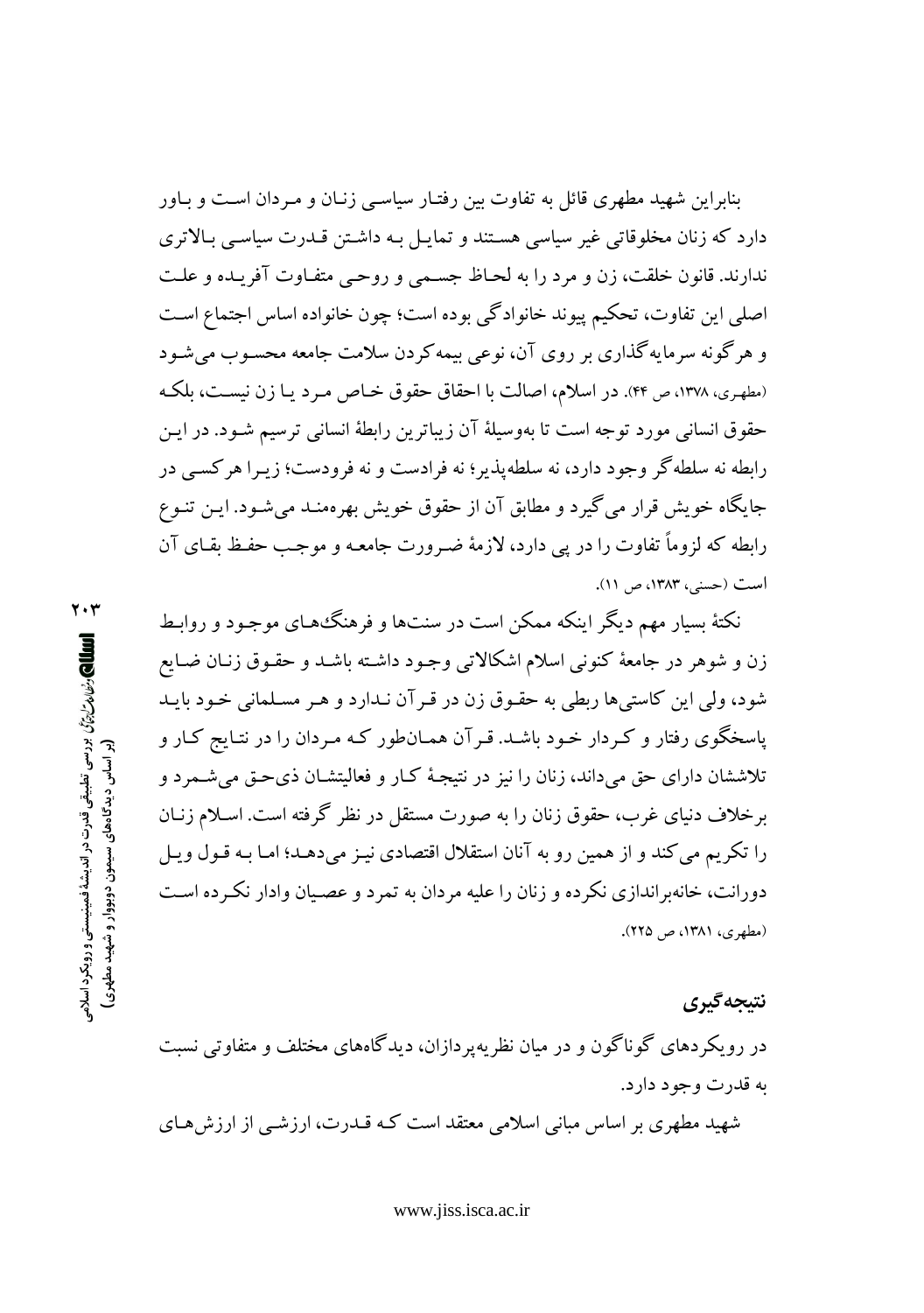بنابراین شهید مطهری قائل به تفاوت بین رفتـار سیاسـی زنـان و مـردان اسـت و بـاور دارد که زنان مخلوقاتی غیر سیاسی هسـتند و تمایـل بـه داشـتن قـدرت سیاسـی بـالاتری ندارند. قانون خلقت، زن و مرد را به لحـاظ جسـمی و روحـی متفـاوت آفریـده و علـت اصلی این تفاوت، تحکیم پیوند خانوادگی بوده است؛ چون خانواده اساس اجتماع اسـت و هرگونه سرمایه‌گذاری بر روی آن، نوعی بیمه‌کردن سلامت جامعه محسـوب مـی‌شـود (مطهری، ۱۳۷۸، ص ۴۴). در اسلام، اصالت با احقاق حقوق خـاص مـرد یـا زن نیسـت، بلکـه حقوق انسانی مورد توجه است تا به‌وسیلهٔ آن زیباترین رابطهٔ انسانی ترسیم شـود. در ایـن رابطه نه سلطه‌گر وجود دارد، نه سلطه‌پذیر؛ نه فرادست و نه فرودست؛ زیـرا هرکسـی در جایگاه خویش قرار می‌گیرد و مطابق آن از حقوق خویش بهره‌منـد مـی‌شـود. ایـن تنـوع رابطه که لزوماً تفاوت را در پی دارد، لازمهٔ ضـرورت جامعـه و موجـب حفـظ بقـای آن است (حسنی، ۱۳۸۳، ص ۱۱).

نکتهٔ بسیار مهم دیگر اینکه ممکن است در سنت‌ها و فرهنگ‌هـای موجـود و روابـط زن و شوهر در جامعهٔ کنونی اسلام اشکالاتی وجـود داشـته باشـد و حقـوق زنـان ضـایع شود، ولی این کاستی‌ها ربطی به حقـوق زن در قـرآن نـدارد و هـر مسـلمانی خـود بایـد پاسخگوی رفتار و کـردار خـود باشـد. قـرآن همـان‌طور کـه مـردان را در نتـایج کـار و تلاششان دارای حق می‌داند، زنان را نیز در نتیجـهٔ کـار و فعالیتشـان ذی‌حق مـی‌شـمرد و برخلاف دنیای غرب، حقوق زنان را به صورت مستقل در نظر گرفته است. اسـلام زنـان را تکریم می‌کند و از همین رو به آنان استقلال اقتصادی نیـز مـی‌دهـد؛ امـا بـه قـول ویـل دورانت، خانه‌براندازی نکرده و زنان را علیه مردان به تمرد و عصـیان وادار نکـرده اسـت (مطهری، ۱۳۸۱، ص ۲۲۵).

## نتیجه‌گیری

در رویکردهای گوناگون و در میان نظریه‌پردازان، دیدگاه‌های مختلف و متفاوتی نسبت به قدرت وجود دارد.

شهید مطهری بر اساس مبانی اسلامی معتقد است کـه قـدرت، ارزشـی از ارزش‌هـای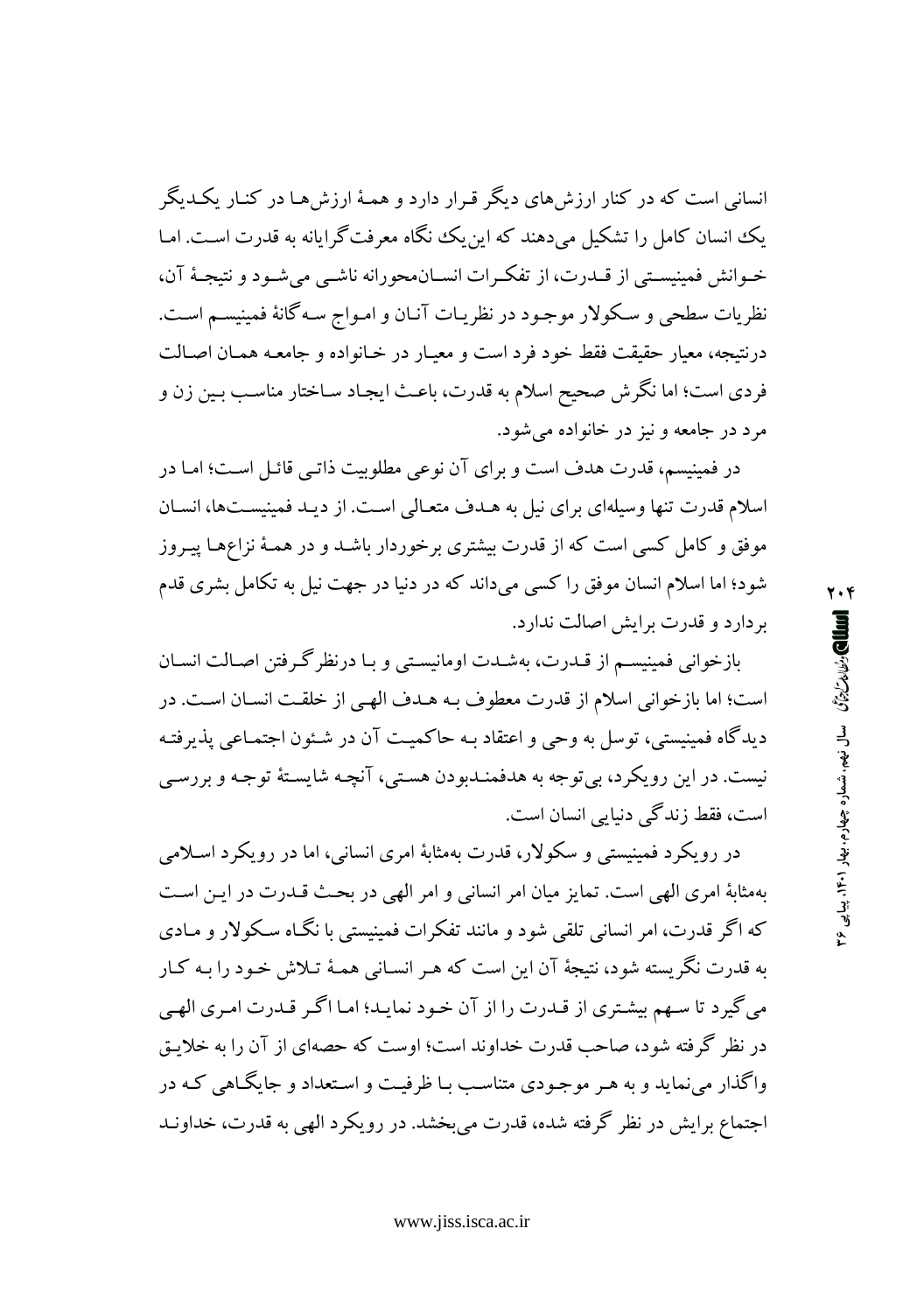انسانی است که در کنار ارزش‌های دیگر قرار دارد و همهٔ ارزش‌ها در کنار یکدیگر یک انسان کامل را تشکیل می‌دهند که این‌یک نگاه معرفت‌گرایانه به قدرت است. اما خوانش فمینیستی از قدرت، از تفکرات انسان‌محورانه ناشی می‌شود و نتیجهٔ آن، نظریات سطحی و سکولار موجود در نظریات آنان و امواج سه‌گانهٔ فمینیسم است. درنتیجه، معیار حقیقت فقط خود فرد است و معیار در خانواده و جامعه همان اصالت فردی است؛ اما نگرش صحیح اسلام به قدرت، باعث ایجاد ساختار مناسب بین زن و مرد در جامعه و نیز در خانواده می‌شود.

در فمینیسم، قدرت هدف است و برای آن نوعی مطلوبیت ذاتی قائل است؛ اما در اسلام قدرت تنها وسیله‌ای برای نیل به هدف متعالی است. از دید فمینیست‌ها، انسان موفق و کامل کسی است که از قدرت بیشتری برخوردار باشد و در همهٔ نزاع‌ها پیروز شود؛ اما اسلام انسان موفق را کسی می‌داند که در دنیا در جهت نیل به تکامل بشری قدم بردارد و قدرت برایش اصالت ندارد.

بازخوانی فمینیسم از قدرت، به‌شدت اومانیستی و با درنظرگرفتن اصالت انسان است؛ اما بازخوانی اسلام از قدرت معطوف به هدف الهی از خلقت انسان است. در دیدگاه فمینیستی، توسل به وحی و اعتقاد به حاکمیت آن در شئون اجتماعی پذیرفته نیست. در این رویکرد، بی‌توجه به هدفمندبودن هستی، آنچه شایستهٔ توجه و بررسی است، فقط زندگی دنیایی انسان است.

در رویکرد فمینیستی و سکولار، قدرت به‌مثابهٔ امری انسانی، اما در رویکرد اسلامی به‌مثابهٔ امری الهی است. تمایز میان امر انسانی و امر الهی در بحث قدرت در این است که اگر قدرت، امر انسانی تلقی شود و مانند تفکرات فمینیستی با نگاه سکولار و مادی به قدرت نگریسته شود، نتیجهٔ آن این است که هر انسانی همهٔ تلاش خود را به کار می‌گیرد تا سهم بیشتری از قدرت را از آن خود نماید؛ اما اگر قدرت امری الهی در نظر گرفته شود، صاحب قدرت خداوند است؛ اوست که حصه‌ای از آن را به خلایق واگذار می‌نماید و به هر موجودی متناسب با ظرفیت و استعداد و جایگاهی که در اجتماع برایش در نظر گرفته شده، قدرت می‌بخشد. در رویکرد الهی به قدرت، خداوند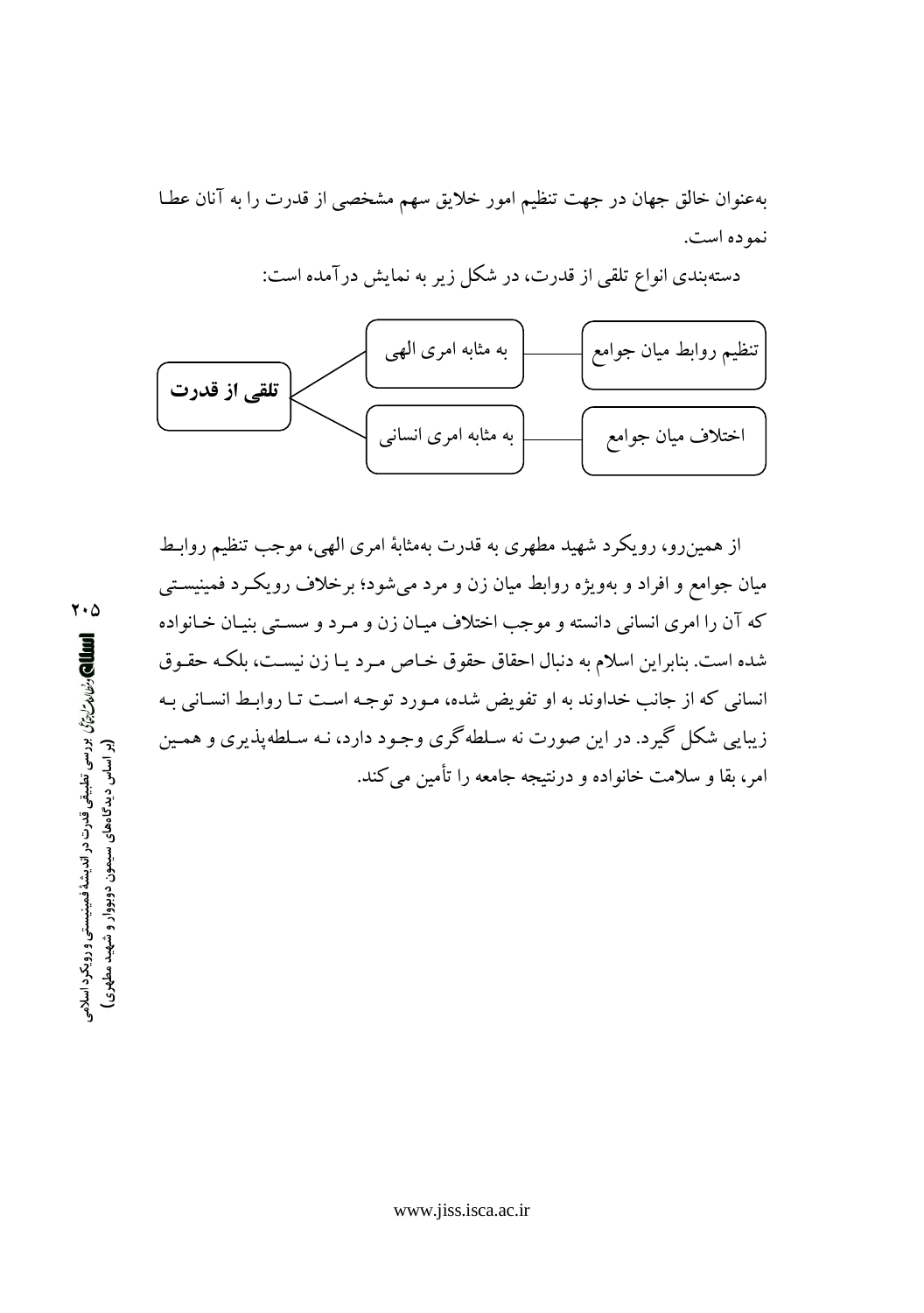به‌عنوان خالق جهان در جهت تنظیم امور خلایق سهم مشخصی از قدرت را به آنان عطا نموده است.

دسته‌بندی انواع تلقی از قدرت، در شکل زیر به نمایش درآمده است:

**تلقی از قدرت**
- به مثابه امری الهی ← تنظیم روابط میان جوامع
- به مثابه امری انسانی ← اختلاف میان جوامع

از همین‌رو، رویکرد شهید مطهری به قدرت به‌مثابهٔ امری الهی، موجب تنظیم روابط میان جوامع و افراد و به‌ویژه روابط میان زن و مرد می‌شود؛ برخلاف رویکرد فمینیستی که آن را امری انسانی دانسته و موجب اختلاف میان زن و مرد و سستی بنیان خانواده شده است. بنابراین اسلام به دنبال احقاق حقوق خاص مرد یا زن نیست، بلکه حقوق انسانی که از جانب خداوند به او تفویض شده، مورد توجه است تا روابط انسانی به زیبایی شکل گیرد. در این صورت نه سلطه‌گری وجود دارد، نه سلطه‌پذیری و همین امر، بقا و سلامت خانواده و درنتیجه جامعه را تأمین می‌کند.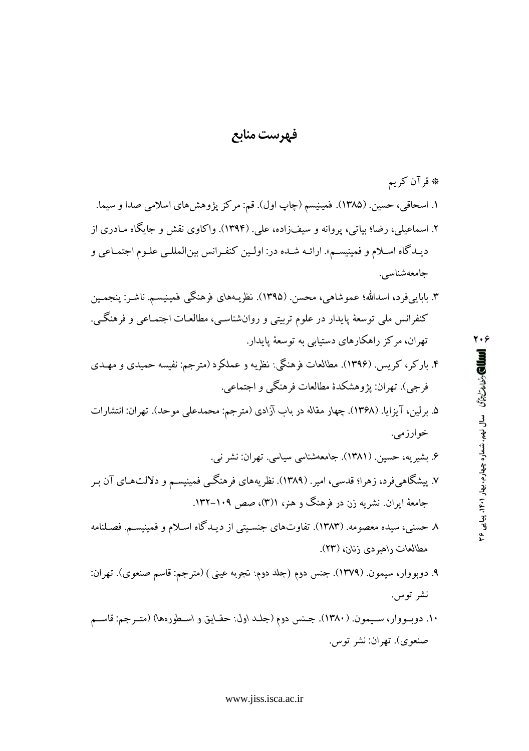# فهرست منابع

* قرآن کریم

۱. اسحاقی، حسین. (۱۳۸۵). فمینیسم (چاپ اول). قم: مرکز پژوهش‌های اسلامی صدا و سیما.

۲. اسماعیلی، رضا؛ بیاتی، پروانه و سیف‌زاده، علی. (۱۳۹۴). واکاوی نقش و جایگاه مادری از دیدگاه اسلام و فمینیسم». ارائه شده در: اولین کنفرانس بین‌المللی علوم اجتماعی و جامعه‌شناسی.

۳. بابایی‌فرد، اسدالله؛ عموشاهی، محسن. (۱۳۹۵). نظریه‌های فرهنگی فمینیسم. ناشر: پنجمین کنفرانس ملی توسعهٔ پایدار در علوم تربیتی و روان‌شناسی، مطالعات اجتماعی و فرهنگی. تهران، مرکز راهکارهای دستیابی به توسعهٔ پایدار.

۴. بارکر، کریس. (۱۳۹۶). مطالعات فرهنگی: نظریه و عملکرد (مترجم: نفیسه حمیدی و مهدی فرجی). تهران: پژوهشکدهٔ مطالعات فرهنگی و اجتماعی.

۵. برلین، آیزایا. (۱۳۶۸). چهار مقاله در باب آزادی (مترجم: محمدعلی موحد). تهران: انتشارات خوارزمی.

۶. بشیریه، حسین. (۱۳۸۱). جامعه‌شناسی سیاسی. تهران: نشر نی.

۷. پیشگاهی‌فرد، زهرا؛ قدسی، امیر. (۱۳۸۹). نظریه‌های فرهنگی فمینیسم و دلالت‌های آن بر جامعهٔ ایران. نشریه زن در فرهنگ و هنر، ۱(۳)، صص ۱۰۹-۱۳۲.

۸. حسنی، سیده معصومه. (۱۳۸۳). تفاوت‌های جنسیتی از دیدگاه اسلام و فمینیسم. فصلنامه مطالعات راهبردی زنان، (۲۳).

۹. دوبووار، سیمون. (۱۳۷۹). جنس دوم (جلد دوم: تجربه عینی) (مترجم: قاسم صنعوی). تهران: نشر توس.

۱۰. دوبووار، سیمون. (۱۳۸۰). جنس دوم (جلد اول: حقایق و اسطوره‌ها) (مترجم: قاسم صنعوی). تهران: نشر توس.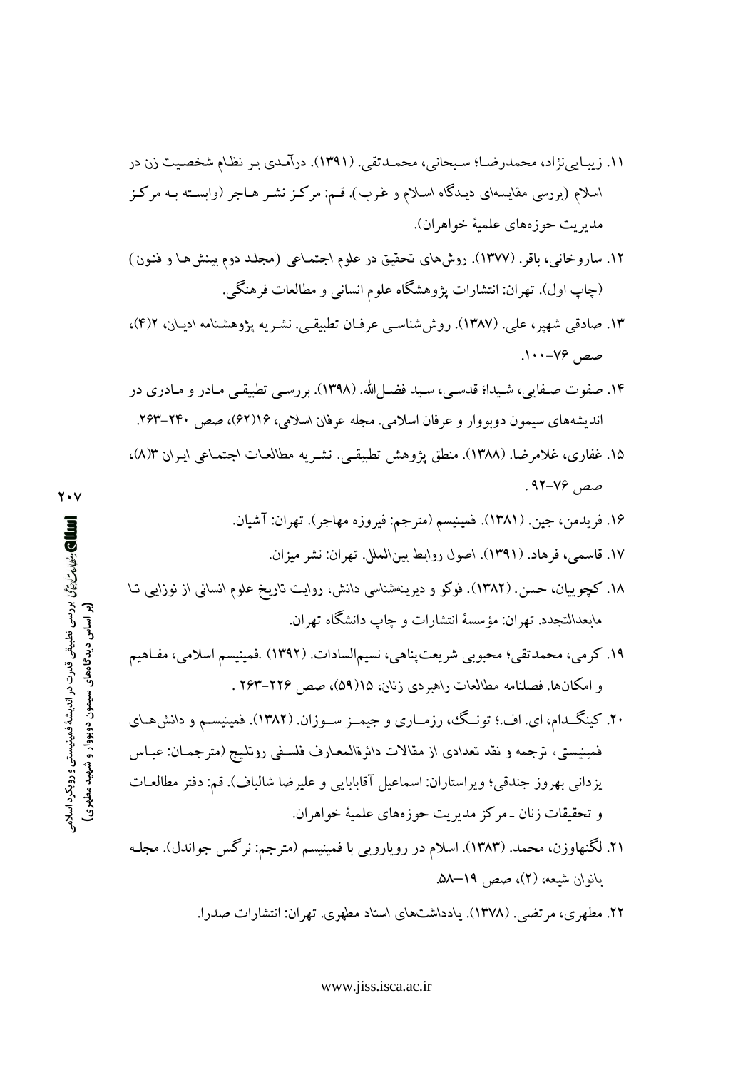۱۱. زیبایی‌نژاد، محمدرضا؛ سبحانی، محمدتقی. (۱۳۹۱). درآمدی بر نظام شخصیت زن در اسلام (بررسی مقایسه‌ای دیدگاه اسلام و غرب). قم: مرکز نشر هاجر (وابسته به مرکز مدیریت حوزه‌های علمیهٔ خواهران).

۱۲. ساروخانی، باقر. (۱۳۷۷). روش‌های تحقیق در علوم اجتماعی (مجلد دوم بینش‌ها و فنون) (چاپ اول). تهران: انتشارات پژوهشگاه علوم انسانی و مطالعات فرهنگی.

۱۳. صادقی شهپر، علی. (۱۳۸۷). روش‌شناسی عرفان تطبیقی. نشریه پژوهشنامه ادیان، ۲(۴)، صص ۷۶-۱۰۰.

۱۴. صفوت صفایی، شیدا؛ قدسی، سید فضل‌الله. (۱۳۹۸). بررسی تطبیقی مادر و مادری در اندیشه‌های سیمون دوبووار و عرفان اسلامی. مجله عرفان اسلامی، ۱۶(۶۲)، صص ۲۴۰-۲۶۳.

۱۵. غفاری، غلامرضا. (۱۳۸۸). منطق پژوهش تطبیقی. نشریه مطالعات اجتماعی ایران ۳(۸)، صص ۷۶-۹۲.

۱۶. فریدمن، جین. (۱۳۸۱). فمینیسم (مترجم: فیروزه مهاجر). تهران: آشیان.

۱۷. قاسمی، فرهاد. (۱۳۹۱). اصول روابط بین‌الملل. تهران: نشر میزان.

۱۸. کچوییان، حسن. (۱۳۸۲). فوکو و دیرینه‌شناسی دانش، روایت تاریخ علوم انسانی از نوزایی تا مابعدالتجدد. تهران: مؤسسهٔ انتشارات و چاپ دانشگاه تهران.

۱۹. کرمی، محمدتقی؛ محبوبی شریعت‌پناهی، نسیم‌السادات. (۱۳۹۲) .فمینیسم اسلامی، مفاهیم و امکان‌ها. فصلنامه مطالعات راهبردی زنان، ۱۵(۵۹)، صص ۲۲۶-۲۶۳ .

۲۰. کینگ‌دام، ای. اف.؛ تونگ، رزماری و جیمز سوزان. (۱۳۸۲). فمینیسم و دانش‌های فمینیستی، ترجمه و نقد تعدادی از مقالات دائرةالمعارف فلسفی روتلیج (مترجمان: عباس یزدانی بهروز جندقی؛ ویراستاران: اسماعیل آقابابایی و علیرضا شالباف). قم: دفتر مطالعات و تحقیقات زنان ـ مرکز مدیریت حوزه‌های علمیهٔ خواهران.

۲۱. لگنهاوزن، محمد. (۱۳۸۳). اسلام در رویارویی با فمینیسم (مترجم: نرگس جواندل). مجله بانوان شیعه، (۲)، صص ۱۹–۵۸.

۲۲. مطهری، مرتضی. (۱۳۷۸). یادداشت‌های استاد مطهری. تهران: انتشارات صدرا.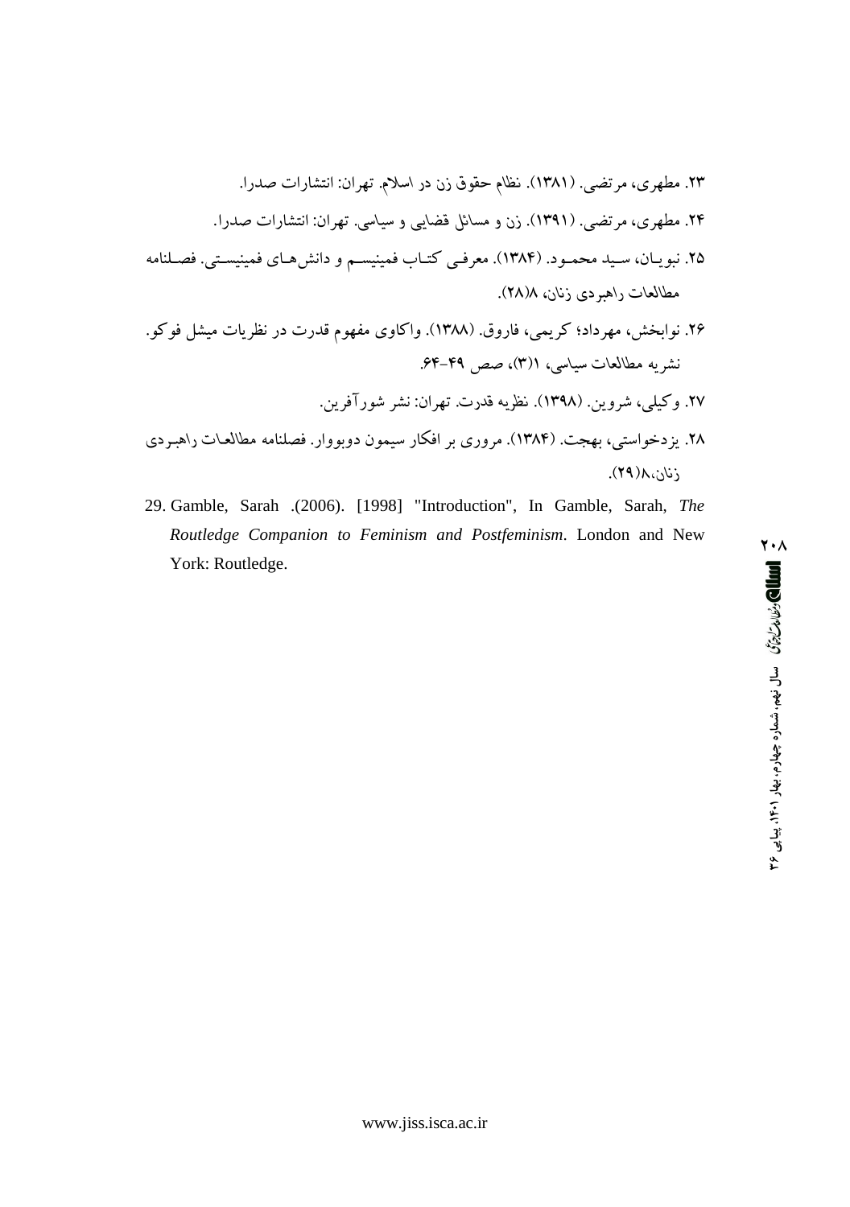۲۳. مطهری، مرتضی. (۱۳۸۱). نظام حقوق زن در اسلام. تهران: انتشارات صدرا.

۲۴. مطهری، مرتضی. (۱۳۹۱). زن و مسائل قضایی و سیاسی. تهران: انتشارات صدرا.

۲۵. نبویان، سید محمود. (۱۳۸۴). معرفی کتاب فمینیسم و دانش‌های فمینیستی. فصلنامه مطالعات راهبردی زنان، ۸(۲۸).

۲۶. نوابخش، مهرداد؛ کریمی، فاروق. (۱۳۸۸). واکاوی مفهوم قدرت در نظریات میشل فوکو. نشریه مطالعات سیاسی، ۱(۳)، صص ۴۹-۶۴.

۲۷. وکیلی، شروین. (۱۳۹۸). نظریه قدرت. تهران: نشر شورآفرین.

۲۸. یزدخواستی، بهجت. (۱۳۸۴). مروری بر افکار سیمون دوبووار. فصلنامه مطالعات راهبردی زنان،۸(۲۹).

29. Gamble, Sarah .(2006). [1998] "Introduction", In Gamble, Sarah, *The Routledge Companion to Feminism and Postfeminism*. London and New York: Routledge.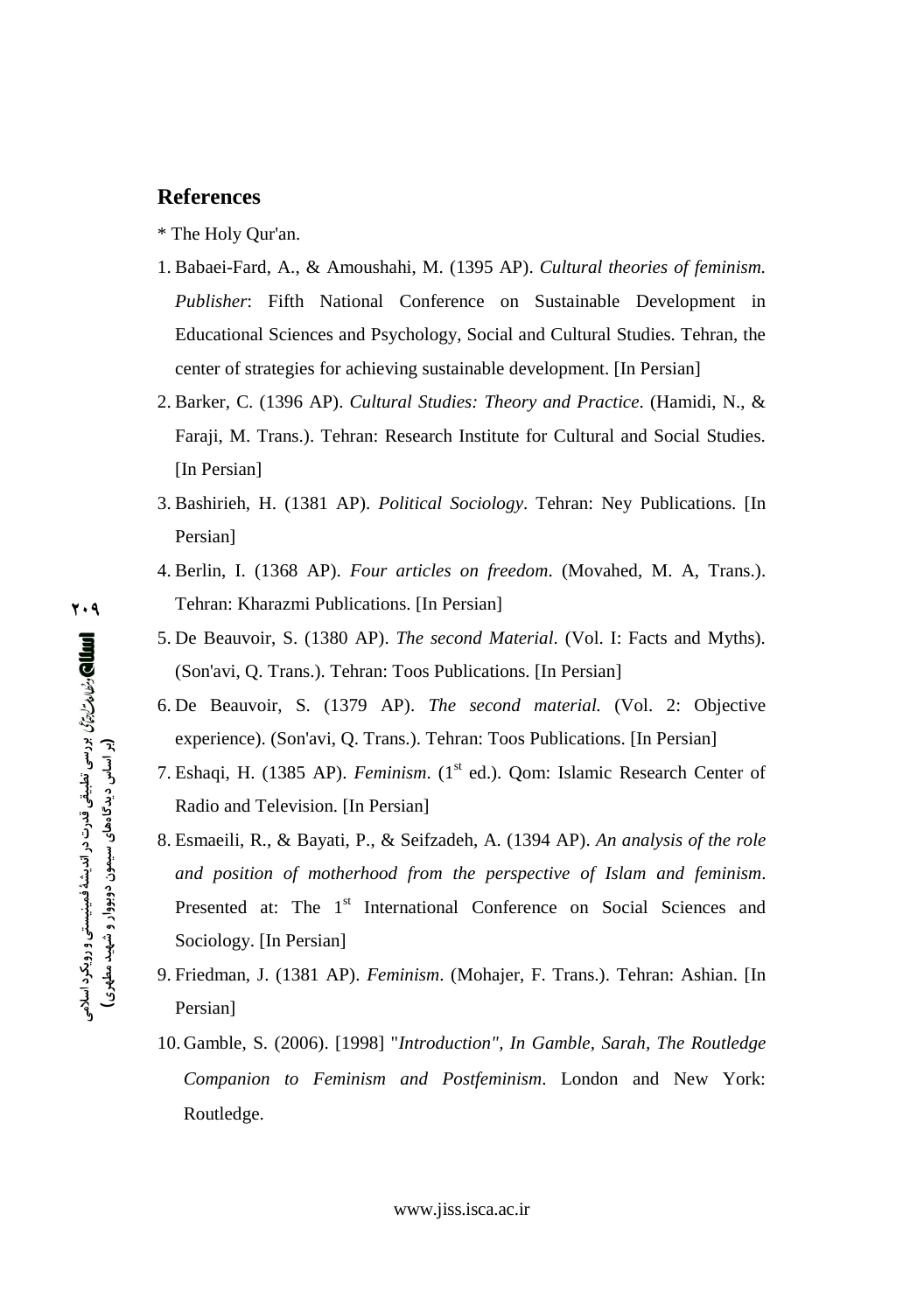## References

* The Holy Qur'an.

1. Babaei-Fard, A., & Amoushahi, M. (1395 AP). *Cultural theories of feminism. Publisher*: Fifth National Conference on Sustainable Development in Educational Sciences and Psychology, Social and Cultural Studies. Tehran, the center of strategies for achieving sustainable development. [In Persian]
2. Barker, C. (1396 AP). *Cultural Studies: Theory and Practice*. (Hamidi, N., & Faraji, M. Trans.). Tehran: Research Institute for Cultural and Social Studies. [In Persian]
3. Bashirieh, H. (1381 AP). *Political Sociology*. Tehran: Ney Publications. [In Persian]
4. Berlin, I. (1368 AP). *Four articles on freedom*. (Movahed, M. A, Trans.). Tehran: Kharazmi Publications. [In Persian]
5. De Beauvoir, S. (1380 AP). *The second Material*. (Vol. I: Facts and Myths). (Son'avi, Q. Trans.). Tehran: Toos Publications. [In Persian]
6. De Beauvoir, S. (1379 AP). *The second material.* (Vol. 2: Objective experience). (Son'avi, Q. Trans.). Tehran: Toos Publications. [In Persian]
7. Eshaqi, H. (1385 AP). *Feminism*. (1st ed.). Qom: Islamic Research Center of Radio and Television. [In Persian]
8. Esmaeili, R., & Bayati, P., & Seifzadeh, A. (1394 AP). *An analysis of the role and position of motherhood from the perspective of Islam and feminism*. Presented at: The 1st International Conference on Social Sciences and Sociology. [In Persian]
9. Friedman, J. (1381 AP). *Feminism*. (Mohajer, F. Trans.). Tehran: Ashian. [In Persian]
10. Gamble, S. (2006). [1998] "*Introduction", In Gamble, Sarah, The Routledge Companion to Feminism and Postfeminism*. London and New York: Routledge.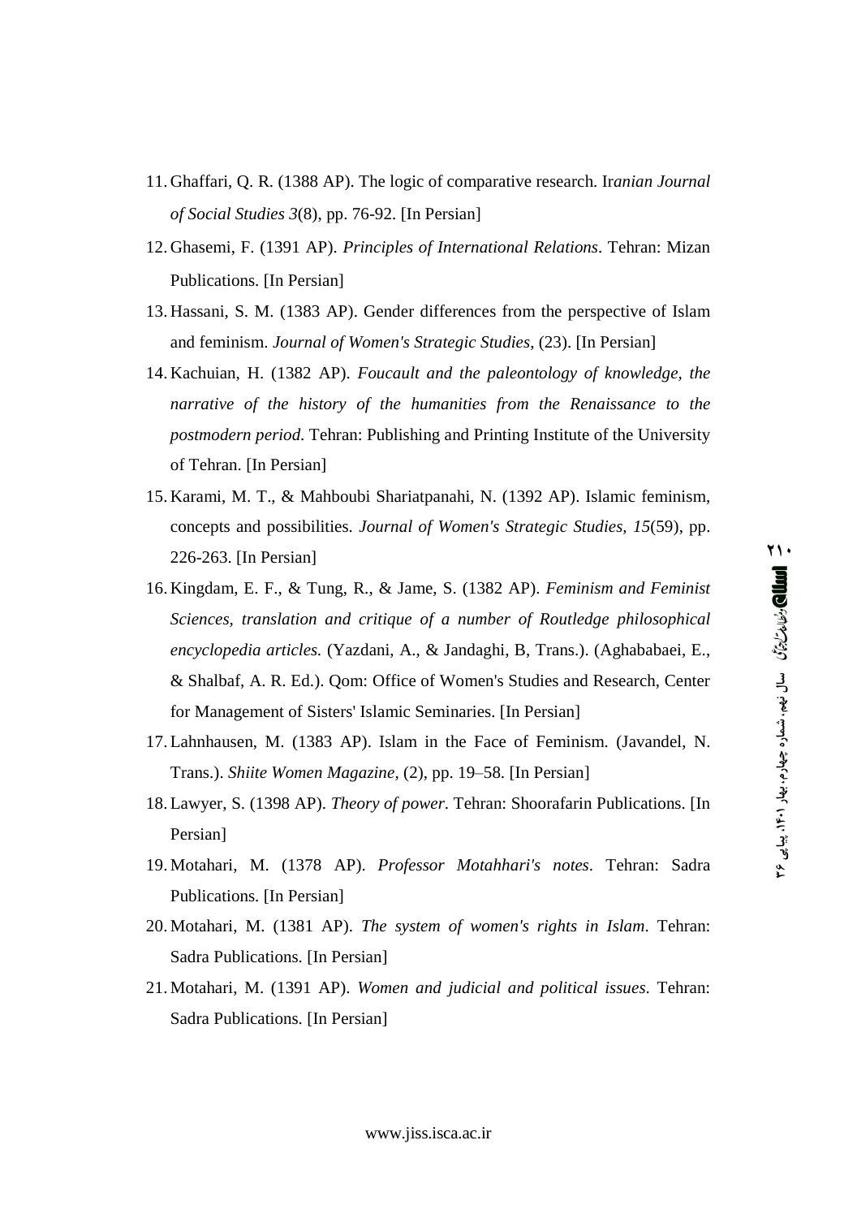11. Ghaffari, Q. R. (1388 AP). The logic of comparative research. Ir*anian Journal of Social Studies 3*(8), pp. 76-92. [In Persian]
12. Ghasemi, F. (1391 AP). *Principles of International Relations*. Tehran: Mizan Publications. [In Persian]
13. Hassani, S. M. (1383 AP). Gender differences from the perspective of Islam and feminism. *Journal of Women's Strategic Studies*, (23). [In Persian]
14. Kachuian, H. (1382 AP). *Foucault and the paleontology of knowledge, the narrative of the history of the humanities from the Renaissance to the postmodern period*. Tehran: Publishing and Printing Institute of the University of Tehran. [In Persian]
15. Karami, M. T., & Mahboubi Shariatpanahi, N. (1392 AP). Islamic feminism, concepts and possibilities. *Journal of Women's Strategic Studies, 15*(59), pp. 226-263. [In Persian]
16. Kingdam, E. F., & Tung, R., & Jame, S. (1382 AP). *Feminism and Feminist Sciences, translation and critique of a number of Routledge philosophical encyclopedia articles.* (Yazdani, A., & Jandaghi, B, Trans.). (Aghababaei, E., & Shalbaf, A. R. Ed.). Qom: Office of Women's Studies and Research, Center for Management of Sisters' Islamic Seminaries. [In Persian]
17. Lahnhausen, M. (1383 AP). Islam in the Face of Feminism. (Javandel, N. Trans.). *Shiite Women Magazine,* (2), pp. 19–58. [In Persian]
18. Lawyer, S. (1398 AP). *Theory of power*. Tehran: Shoorafarin Publications. [In Persian]
19. Motahari, M. (1378 AP). *Professor Motahhari's notes*. Tehran: Sadra Publications. [In Persian]
20. Motahari, M. (1381 AP). *The system of women's rights in Islam*. Tehran: Sadra Publications. [In Persian]
21. Motahari, M. (1391 AP). *Women and judicial and political issues*. Tehran: Sadra Publications. [In Persian]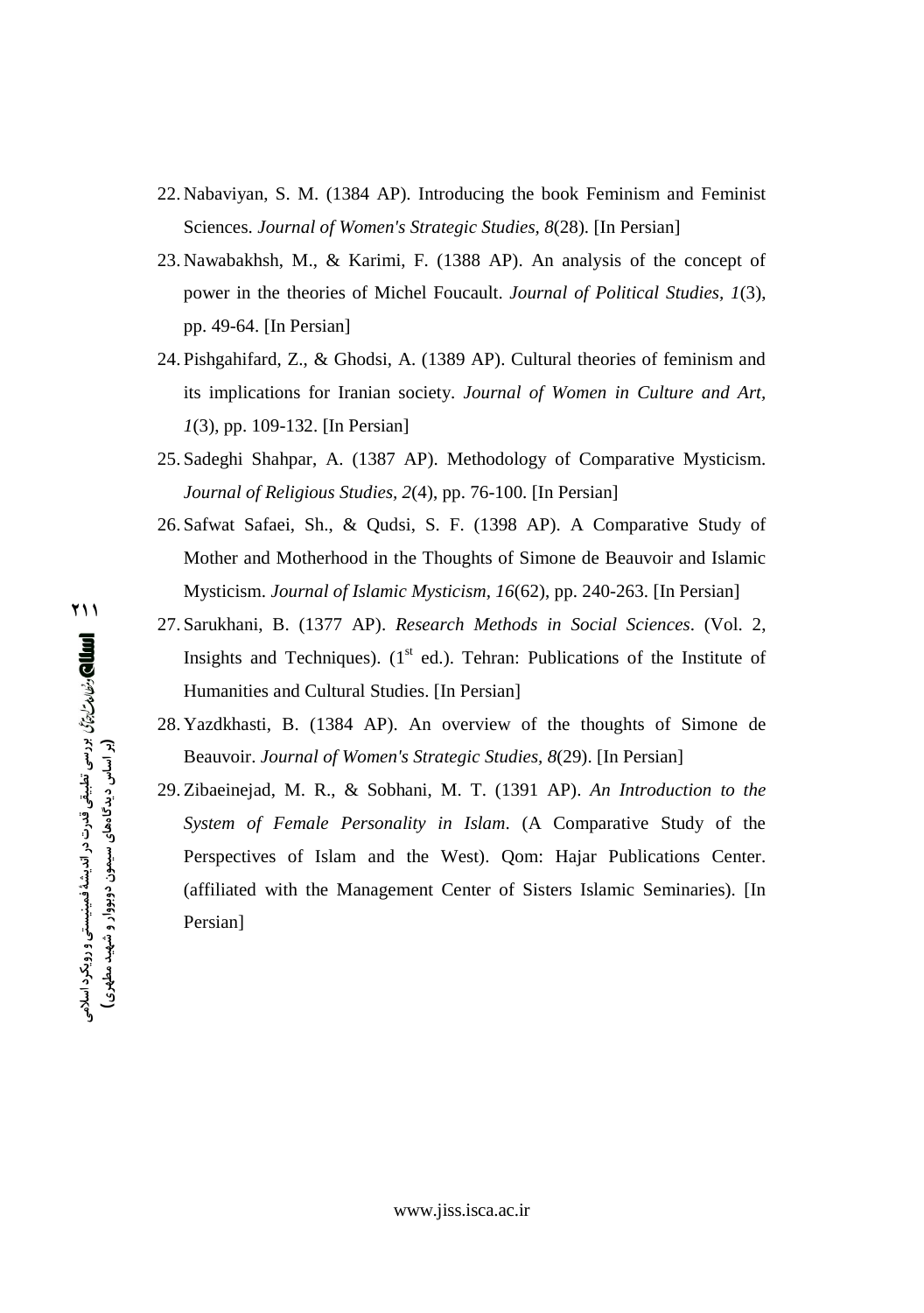22. Nabaviyan, S. M. (1384 AP). Introducing the book Feminism and Feminist Sciences. *Journal of Women's Strategic Studies, 8*(28). [In Persian]
23. Nawabakhsh, M., & Karimi, F. (1388 AP). An analysis of the concept of power in the theories of Michel Foucault. *Journal of Political Studies, 1*(3), pp. 49-64. [In Persian]
24. Pishgahifard, Z., & Ghodsi, A. (1389 AP). Cultural theories of feminism and its implications for Iranian society. *Journal of Women in Culture and Art, 1*(3), pp. 109-132. [In Persian]
25. Sadeghi Shahpar, A. (1387 AP). Methodology of Comparative Mysticism. *Journal of Religious Studies, 2*(4), pp. 76-100. [In Persian]
26. Safwat Safaei, Sh., & Qudsi, S. F. (1398 AP). A Comparative Study of Mother and Motherhood in the Thoughts of Simone de Beauvoir and Islamic Mysticism. *Journal of Islamic Mysticism, 16*(62), pp. 240-263. [In Persian]
27. Sarukhani, B. (1377 AP). *Research Methods in Social Sciences*. (Vol. 2, Insights and Techniques). (1st ed.). Tehran: Publications of the Institute of Humanities and Cultural Studies. [In Persian]
28. Yazdkhasti, B. (1384 AP). An overview of the thoughts of Simone de Beauvoir. *Journal of Women's Strategic Studies, 8*(29). [In Persian]
29. Zibaeinejad, M. R., & Sobhani, M. T. (1391 AP). *An Introduction to the System of Female Personality in Islam*. (A Comparative Study of the Perspectives of Islam and the West). Qom: Hajar Publications Center. (affiliated with the Management Center of Sisters Islamic Seminaries). [In Persian]